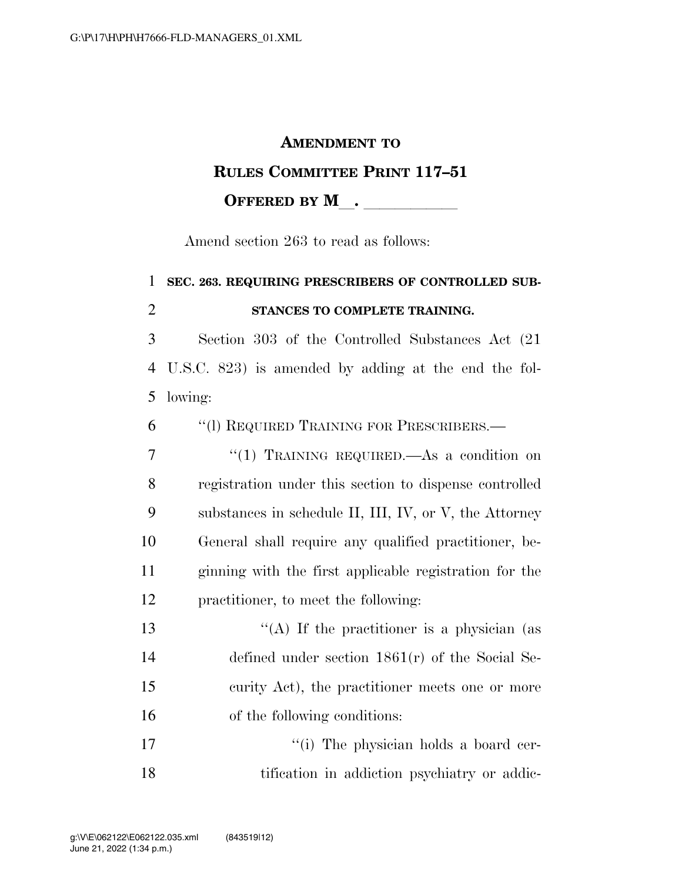# AMENDMENT TO RULES COMMITTEE PRINT 117–51

## OFFERED BY M\_\_. \_\_\_\_\_\_\_\_\_\_\_

Amend section 263 to read as follows:

**SEC. 263. REQUIRING PRESCRIBERS OF CONTROLLED SUBSTANCES TO COMPLETE TRAINING.**

Section 303 of the Controlled Substances Act (21 U.S.C. 823) is amended by adding at the end the following:

"(l) REQUIRED TRAINING FOR PRESCRIBERS.—

"(1) TRAINING REQUIRED.—As a condition on registration under this section to dispense controlled substances in schedule II, III, IV, or V, the Attorney General shall require any qualified practitioner, beginning with the first applicable registration for the practitioner, to meet the following:

"(A) If the practitioner is a physician (as defined under section 1861(r) of the Social Security Act), the practitioner meets one or more of the following conditions:

"(i) The physician holds a board certification in addiction psychiatry or addic-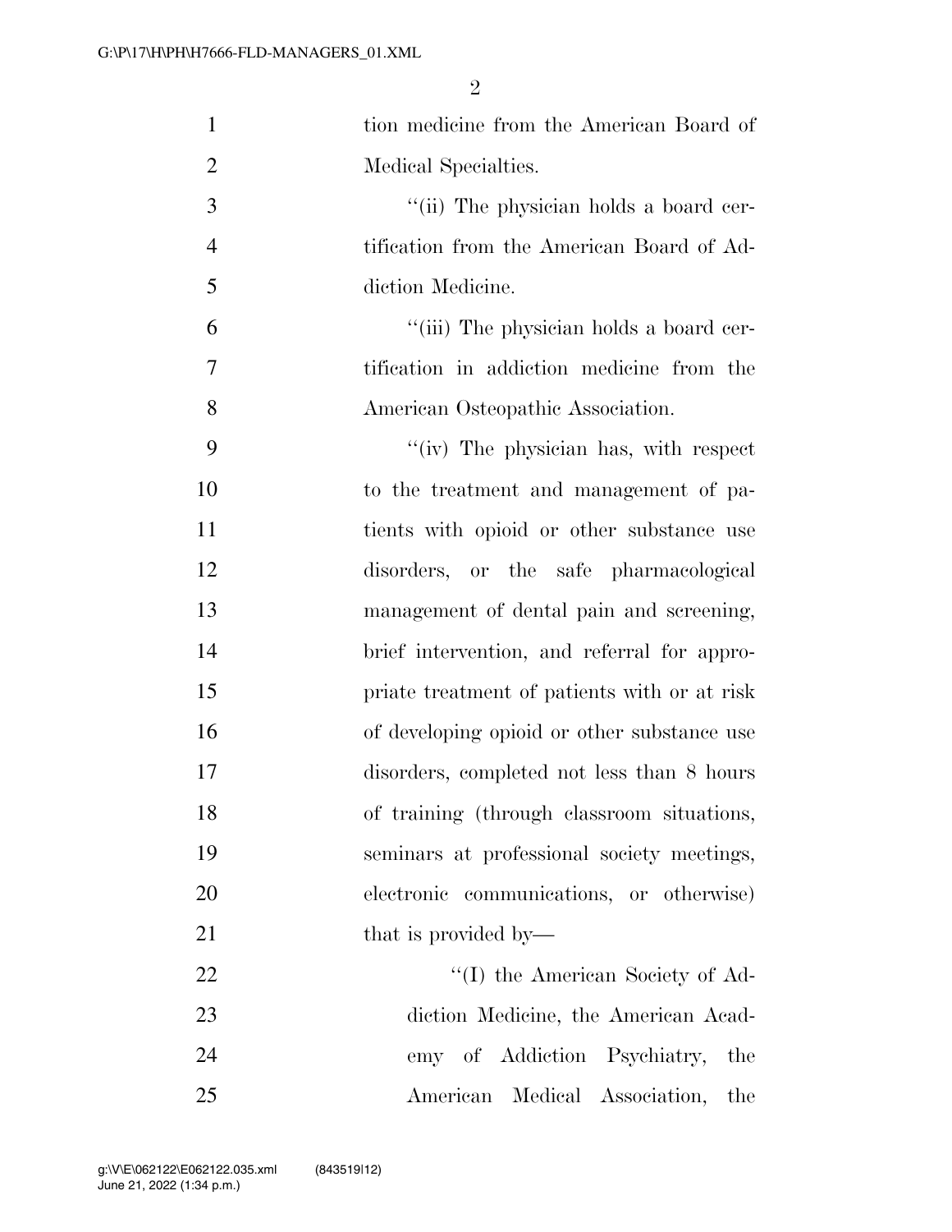tion medicine from the American Board of Medical Specialties.

''(ii) The physician holds a board certification from the American Board of Addiction Medicine.

''(iii) The physician holds a board certification in addiction medicine from the American Osteopathic Association.

''(iv) The physician has, with respect to the treatment and management of patients with opioid or other substance use disorders, or the safe pharmacological management of dental pain and screening, brief intervention, and referral for appropriate treatment of patients with or at risk of developing opioid or other substance use disorders, completed not less than 8 hours of training (through classroom situations, seminars at professional society meetings, electronic communications, or otherwise) that is provided by—

''(I) the American Society of Addiction Medicine, the American Academy of Addiction Psychiatry, the American Medical Association, the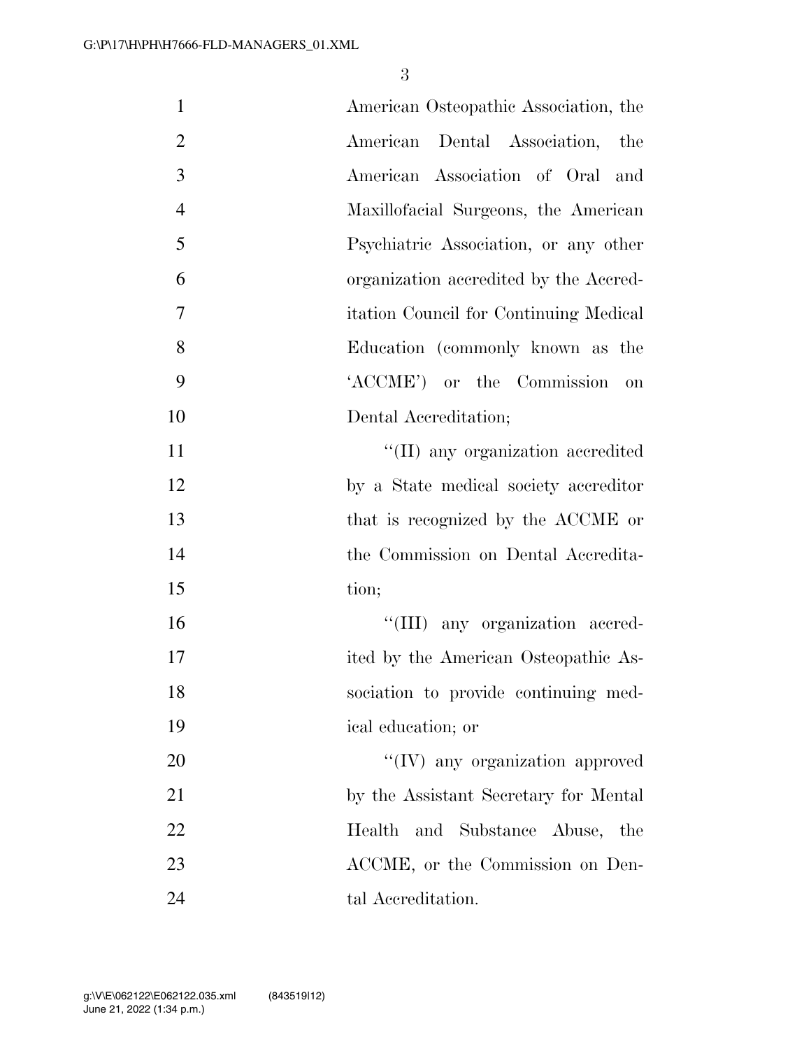American Osteopathic Association, the American Dental Association, the American Association of Oral and Maxillofacial Surgeons, the American Psychiatric Association, or any other organization accredited by the Accreditation Council for Continuing Medical Education (commonly known as the 'ACCME') or the Commission on Dental Accreditation;

''(II) any organization accredited by a State medical society accreditor that is recognized by the ACCME or the Commission on Dental Accreditation;

''(III) any organization accredited by the American Osteopathic Association to provide continuing medical education; or

''(IV) any organization approved by the Assistant Secretary for Mental Health and Substance Abuse, the ACCME, or the Commission on Dental Accreditation.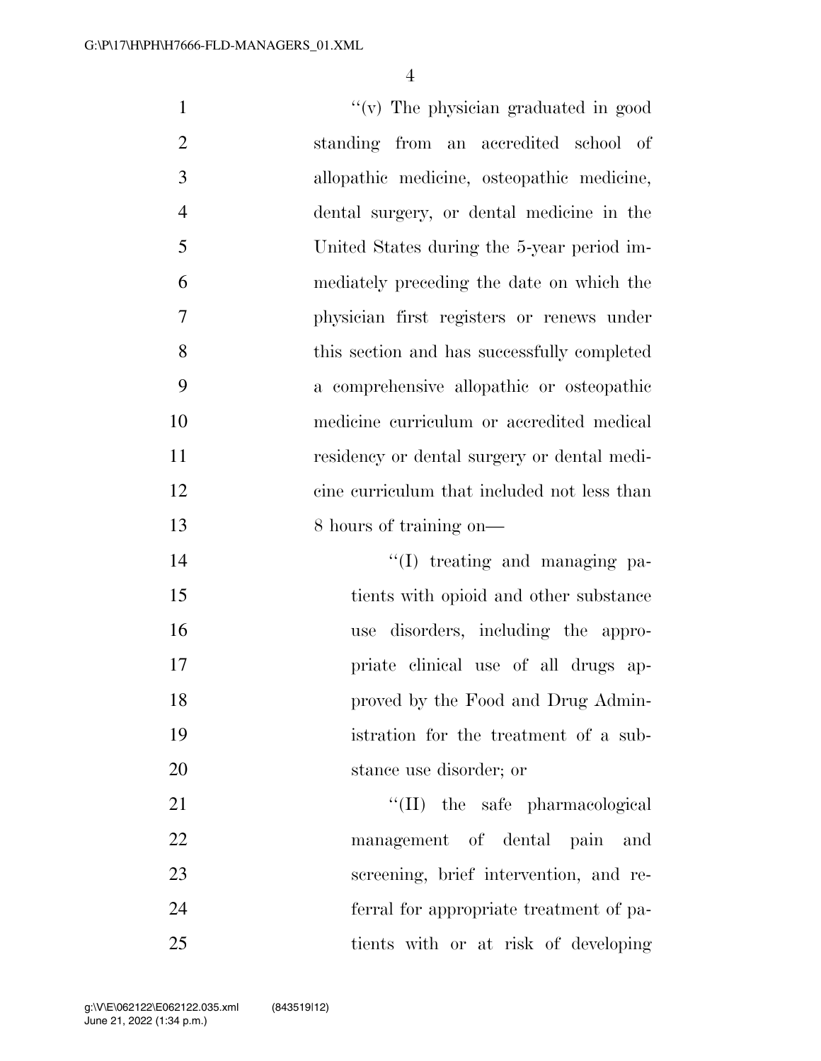''(v) The physician graduated in good standing from an accredited school of allopathic medicine, osteopathic medicine, dental surgery, or dental medicine in the United States during the 5-year period immediately preceding the date on which the physician first registers or renews under this section and has successfully completed a comprehensive allopathic or osteopathic medicine curriculum or accredited medical residency or dental surgery or dental medicine curriculum that included not less than 8 hours of training on—

''(I) treating and managing patients with opioid and other substance use disorders, including the appropriate clinical use of all drugs approved by the Food and Drug Administration for the treatment of a substance use disorder; or

''(II) the safe pharmacological management of dental pain and screening, brief intervention, and referral for appropriate treatment of patients with or at risk of developing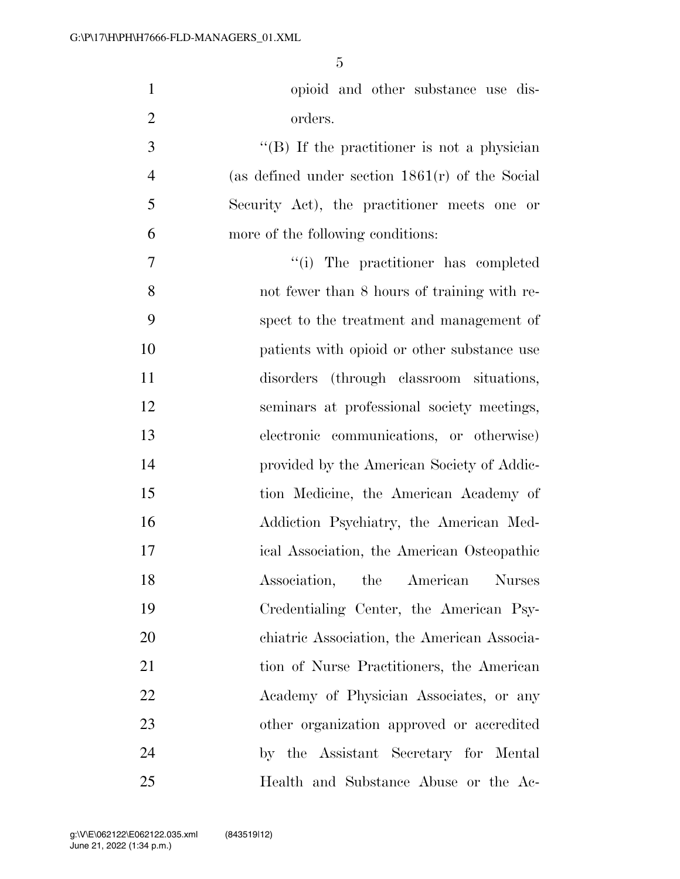opioid and other substance use disorders.

''(B) If the practitioner is not a physician (as defined under section 1861(r) of the Social Security Act), the practitioner meets one or more of the following conditions:

''(i) The practitioner has completed not fewer than 8 hours of training with respect to the treatment and management of patients with opioid or other substance use disorders (through classroom situations, seminars at professional society meetings, electronic communications, or otherwise) provided by the American Society of Addiction Medicine, the American Academy of Addiction Psychiatry, the American Medical Association, the American Osteopathic Association, the American Nurses Credentialing Center, the American Psychiatric Association, the American Association of Nurse Practitioners, the American Academy of Physician Associates, or any other organization approved or accredited by the Assistant Secretary for Mental Health and Substance Abuse or the Ac-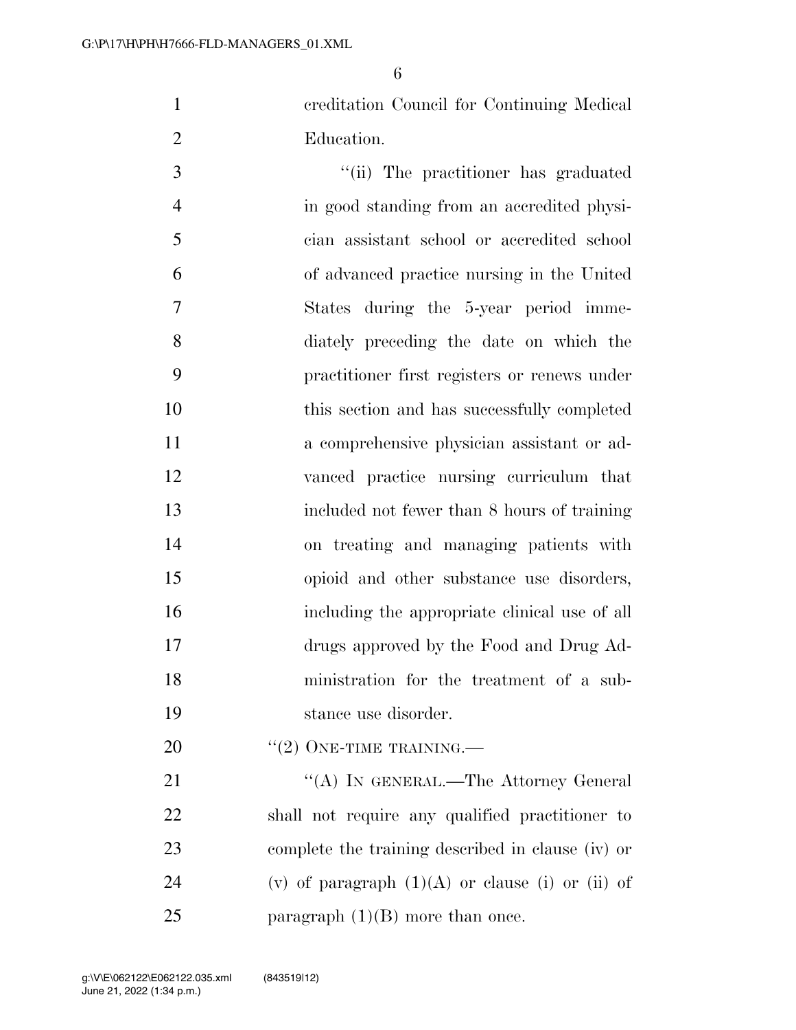creditation Council for Continuing Medical Education.

''(ii) The practitioner has graduated in good standing from an accredited physician assistant school or accredited school of advanced practice nursing in the United States during the 5-year period immediately preceding the date on which the practitioner first registers or renews under this section and has successfully completed a comprehensive physician assistant or advanced practice nursing curriculum that included not fewer than 8 hours of training on treating and managing patients with opioid and other substance use disorders, including the appropriate clinical use of all drugs approved by the Food and Drug Administration for the treatment of a substance use disorder.

''(2) ONE-TIME TRAINING.—

''(A) IN GENERAL.—The Attorney General shall not require any qualified practitioner to complete the training described in clause (iv) or (v) of paragraph (1)(A) or clause (i) or (ii) of paragraph (1)(B) more than once.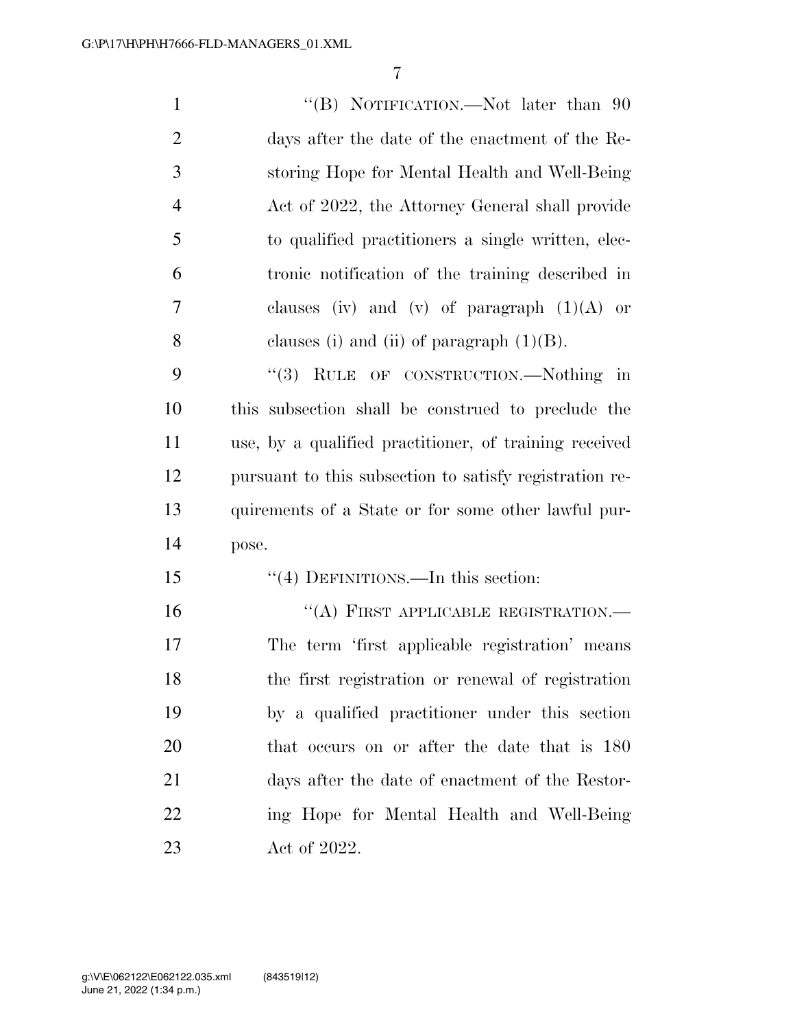"(B) NOTIFICATION.—Not later than 90 days after the date of the enactment of the Restoring Hope for Mental Health and Well-Being Act of 2022, the Attorney General shall provide to qualified practitioners a single written, electronic notification of the training described in clauses (iv) and (v) of paragraph (1)(A) or clauses (i) and (ii) of paragraph (1)(B).

"(3) RULE OF CONSTRUCTION.—Nothing in this subsection shall be construed to preclude the use, by a qualified practitioner, of training received pursuant to this subsection to satisfy registration requirements of a State or for some other lawful purpose.

"(4) DEFINITIONS.—In this section:

"(A) FIRST APPLICABLE REGISTRATION.—The term 'first applicable registration' means the first registration or renewal of registration by a qualified practitioner under this section that occurs on or after the date that is 180 days after the date of enactment of the Restoring Hope for Mental Health and Well-Being Act of 2022.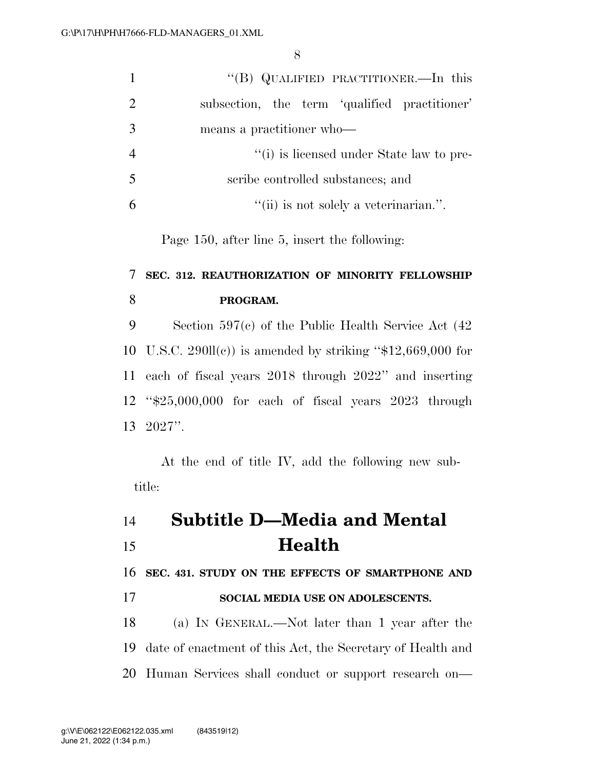"(B) QUALIFIED PRACTITIONER.—In this subsection, the term 'qualified practitioner' means a practitioner who—

"(i) is licensed under State law to prescribe controlled substances; and

"(ii) is not solely a veterinarian.".

Page 150, after line 5, insert the following:

**SEC. 312. REAUTHORIZATION OF MINORITY FELLOWSHIP PROGRAM.**

Section 597(c) of the Public Health Service Act (42 U.S.C. 290ll(c)) is amended by striking "$12,669,000 for each of fiscal years 2018 through 2022" and inserting "$25,000,000 for each of fiscal years 2023 through 2027".

At the end of title IV, add the following new subtitle:

# Subtitle D—Media and Mental Health

**SEC. 431. STUDY ON THE EFFECTS OF SMARTPHONE AND SOCIAL MEDIA USE ON ADOLESCENTS.**

(a) IN GENERAL.—Not later than 1 year after the date of enactment of this Act, the Secretary of Health and Human Services shall conduct or support research on—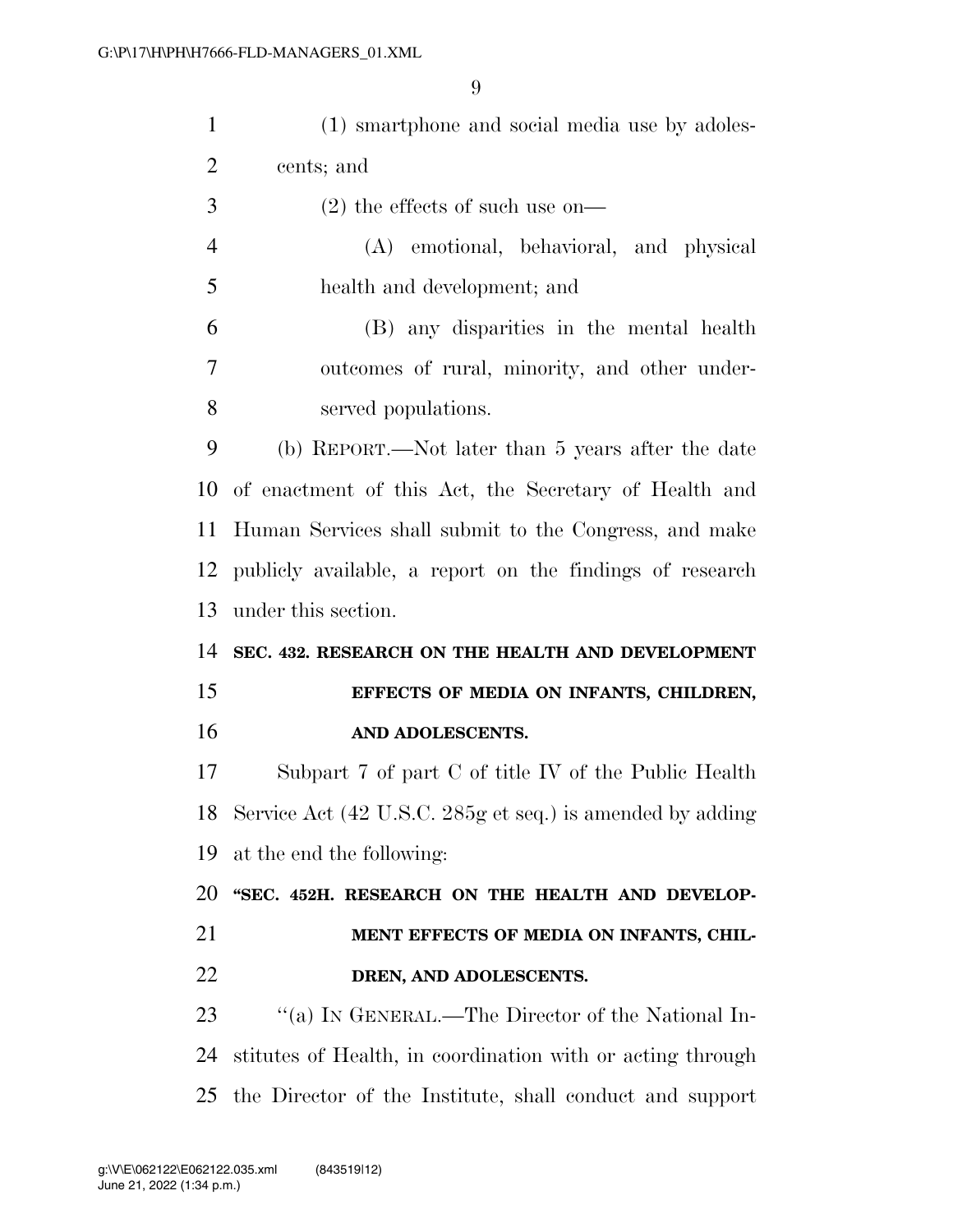(1) smartphone and social media use by adolescents; and

(2) the effects of such use on—

(A) emotional, behavioral, and physical health and development; and

(B) any disparities in the mental health outcomes of rural, minority, and other underserved populations.

(b) REPORT.—Not later than 5 years after the date of enactment of this Act, the Secretary of Health and Human Services shall submit to the Congress, and make publicly available, a report on the findings of research under this section.

**SEC. 432. RESEARCH ON THE HEALTH AND DEVELOPMENT EFFECTS OF MEDIA ON INFANTS, CHILDREN, AND ADOLESCENTS.**

Subpart 7 of part C of title IV of the Public Health Service Act (42 U.S.C. 285g et seq.) is amended by adding at the end the following:

**"SEC. 452H. RESEARCH ON THE HEALTH AND DEVELOPMENT EFFECTS OF MEDIA ON INFANTS, CHILDREN, AND ADOLESCENTS.**

"(a) IN GENERAL.—The Director of the National Institutes of Health, in coordination with or acting through the Director of the Institute, shall conduct and support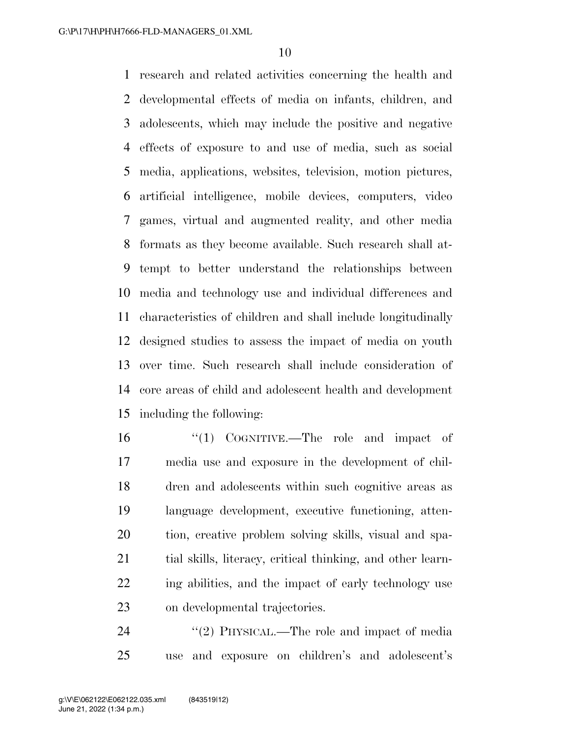research and related activities concerning the health and developmental effects of media on infants, children, and adolescents, which may include the positive and negative effects of exposure to and use of media, such as social media, applications, websites, television, motion pictures, artificial intelligence, mobile devices, computers, video games, virtual and augmented reality, and other media formats as they become available. Such research shall attempt to better understand the relationships between media and technology use and individual differences and characteristics of children and shall include longitudinally designed studies to assess the impact of media on youth over time. Such research shall include consideration of core areas of child and adolescent health and development including the following:

"(1) COGNITIVE.—The role and impact of media use and exposure in the development of children and adolescents within such cognitive areas as language development, executive functioning, attention, creative problem solving skills, visual and spatial skills, literacy, critical thinking, and other learning abilities, and the impact of early technology use on developmental trajectories.

"(2) PHYSICAL.—The role and impact of media use and exposure on children's and adolescent's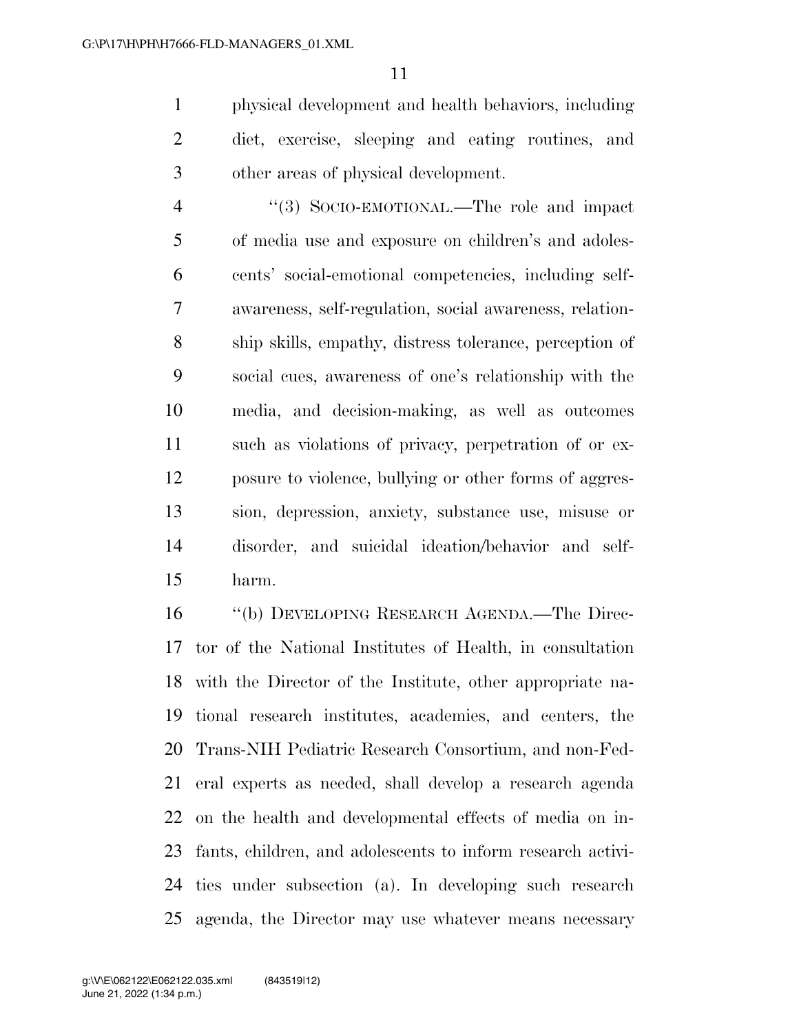physical development and health behaviors, including diet, exercise, sleeping and eating routines, and other areas of physical development.

"(3) SOCIO-EMOTIONAL.—The role and impact of media use and exposure on children's and adolescents' social-emotional competencies, including self-awareness, self-regulation, social awareness, relationship skills, empathy, distress tolerance, perception of social cues, awareness of one's relationship with the media, and decision-making, as well as outcomes such as violations of privacy, perpetration of or exposure to violence, bullying or other forms of aggression, depression, anxiety, substance use, misuse or disorder, and suicidal ideation/behavior and self-harm.

"(b) DEVELOPING RESEARCH AGENDA.—The Director of the National Institutes of Health, in consultation with the Director of the Institute, other appropriate national research institutes, academies, and centers, the Trans-NIH Pediatric Research Consortium, and non-Federal experts as needed, shall develop a research agenda on the health and developmental effects of media on infants, children, and adolescents to inform research activities under subsection (a). In developing such research agenda, the Director may use whatever means necessary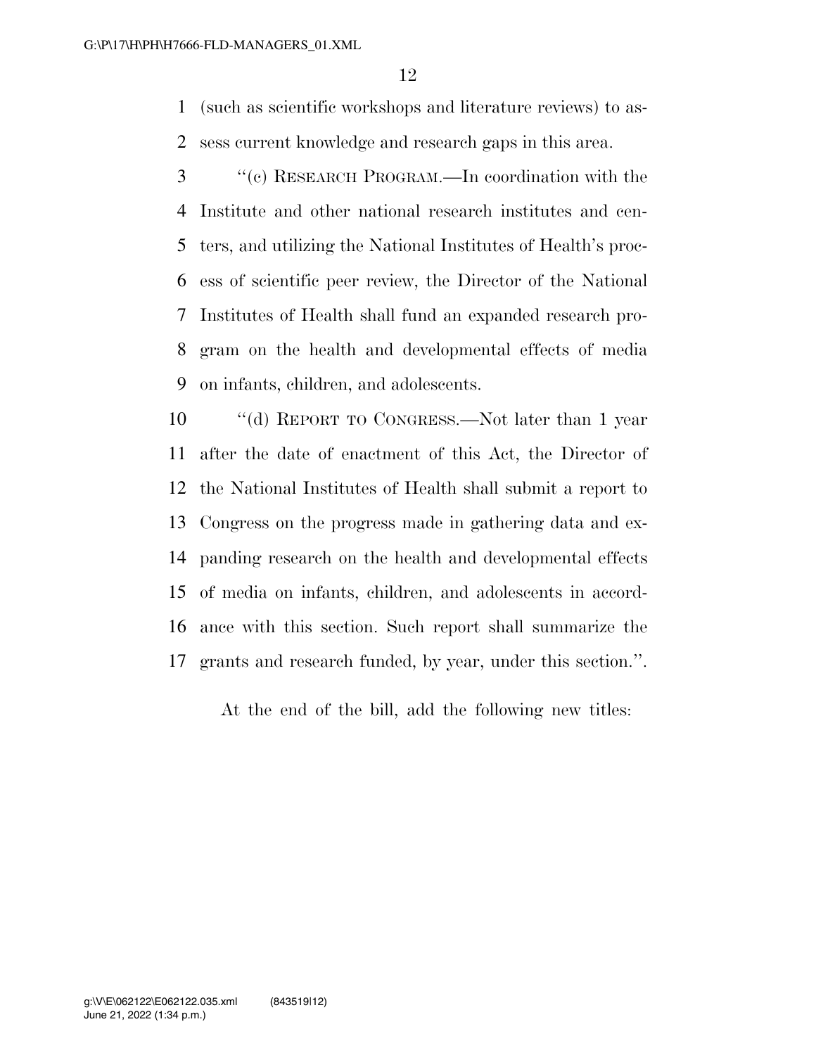(such as scientific workshops and literature reviews) to assess current knowledge and research gaps in this area.

"(c) RESEARCH PROGRAM.—In coordination with the Institute and other national research institutes and centers, and utilizing the National Institutes of Health's process of scientific peer review, the Director of the National Institutes of Health shall fund an expanded research program on the health and developmental effects of media on infants, children, and adolescents.

"(d) REPORT TO CONGRESS.—Not later than 1 year after the date of enactment of this Act, the Director of the National Institutes of Health shall submit a report to Congress on the progress made in gathering data and expanding research on the health and developmental effects of media on infants, children, and adolescents in accordance with this section. Such report shall summarize the grants and research funded, by year, under this section.".

At the end of the bill, add the following new titles: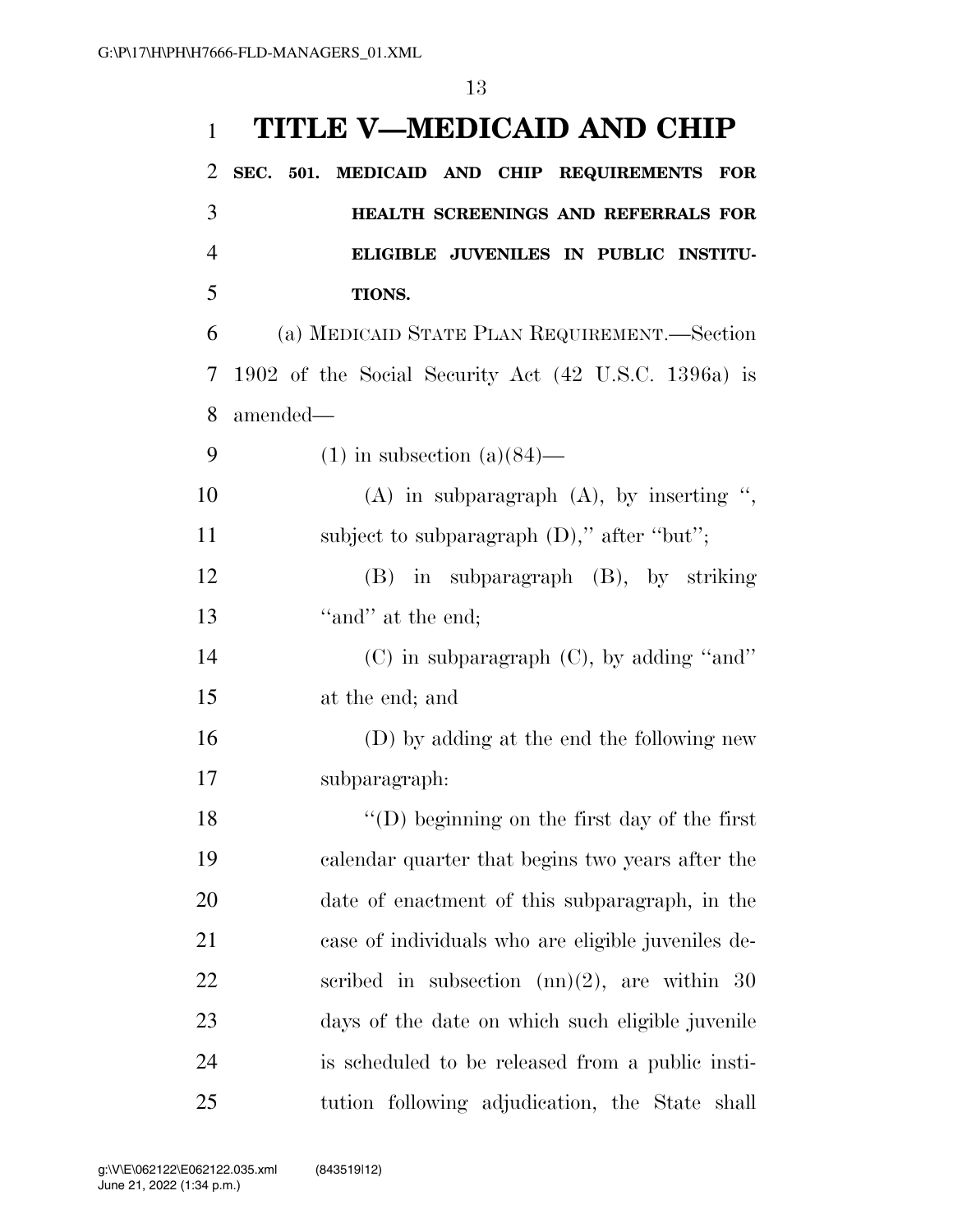# TITLE V—MEDICAID AND CHIP

## SEC. 501. MEDICAID AND CHIP REQUIREMENTS FOR HEALTH SCREENINGS AND REFERRALS FOR ELIGIBLE JUVENILES IN PUBLIC INSTITUTIONS.

(a) MEDICAID STATE PLAN REQUIREMENT.—Section 1902 of the Social Security Act (42 U.S.C. 1396a) is amended—

(1) in subsection (a)(84)—

(A) in subparagraph (A), by inserting ", subject to subparagraph (D)," after "but";

(B) in subparagraph (B), by striking "and" at the end;

(C) in subparagraph (C), by adding "and" at the end; and

(D) by adding at the end the following new subparagraph:

"(D) beginning on the first day of the first calendar quarter that begins two years after the date of enactment of this subparagraph, in the case of individuals who are eligible juveniles described in subsection (nn)(2), are within 30 days of the date on which such eligible juvenile is scheduled to be released from a public institution following adjudication, the State shall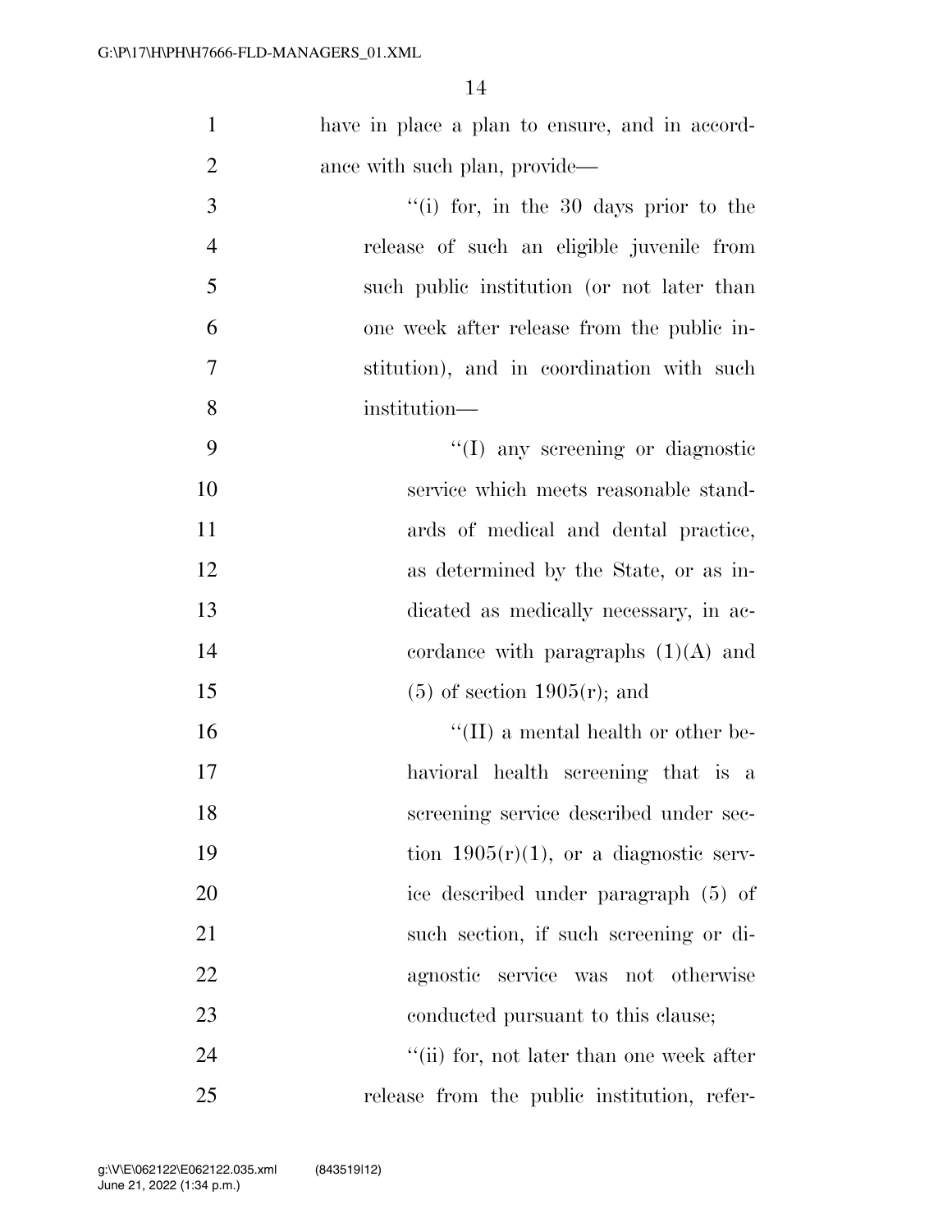have in place a plan to ensure, and in accordance with such plan, provide—

"(i) for, in the 30 days prior to the release of such an eligible juvenile from such public institution (or not later than one week after release from the public institution), and in coordination with such institution—

"(I) any screening or diagnostic service which meets reasonable standards of medical and dental practice, as determined by the State, or as indicated as medically necessary, in accordance with paragraphs (1)(A) and (5) of section 1905(r); and

"(II) a mental health or other behavioral health screening that is a screening service described under section 1905(r)(1), or a diagnostic service described under paragraph (5) of such section, if such screening or diagnostic service was not otherwise conducted pursuant to this clause;

"(ii) for, not later than one week after release from the public institution, refer-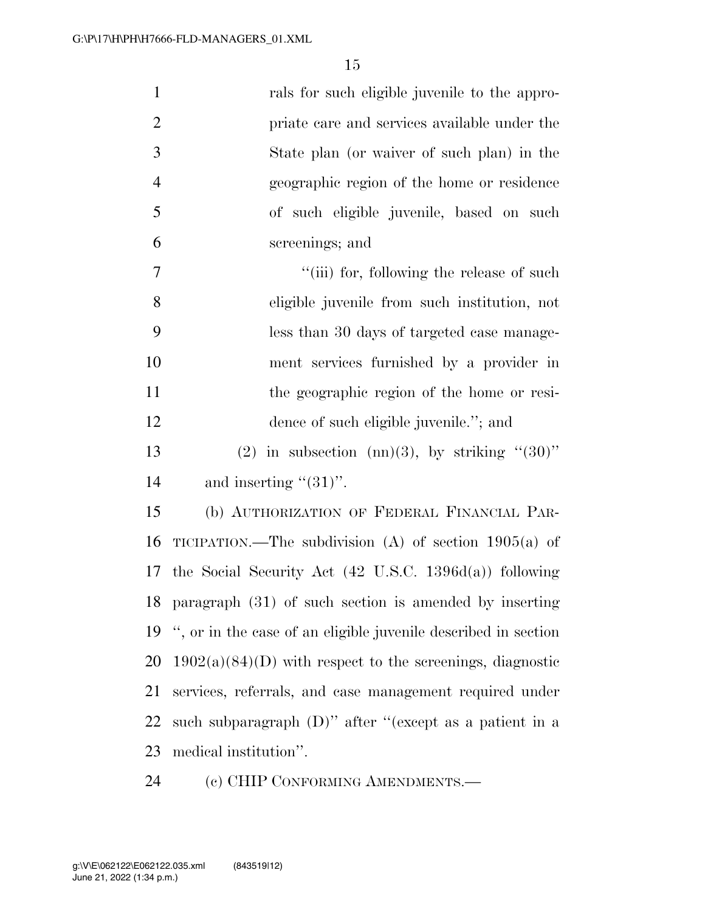rals for such eligible juvenile to the appropriate care and services available under the State plan (or waiver of such plan) in the geographic region of the home or residence of such eligible juvenile, based on such screenings; and

"(iii) for, following the release of such eligible juvenile from such institution, not less than 30 days of targeted case management services furnished by a provider in the geographic region of the home or residence of such eligible juvenile."; and

(2) in subsection (nn)(3), by striking "(30)" and inserting "(31)".

(b) AUTHORIZATION OF FEDERAL FINANCIAL PARTICIPATION.—The subdivision (A) of section 1905(a) of the Social Security Act (42 U.S.C. 1396d(a)) following paragraph (31) of such section is amended by inserting ", or in the case of an eligible juvenile described in section 1902(a)(84)(D) with respect to the screenings, diagnostic services, referrals, and case management required under such subparagraph (D)" after "(except as a patient in a medical institution".

(c) CHIP CONFORMING AMENDMENTS.—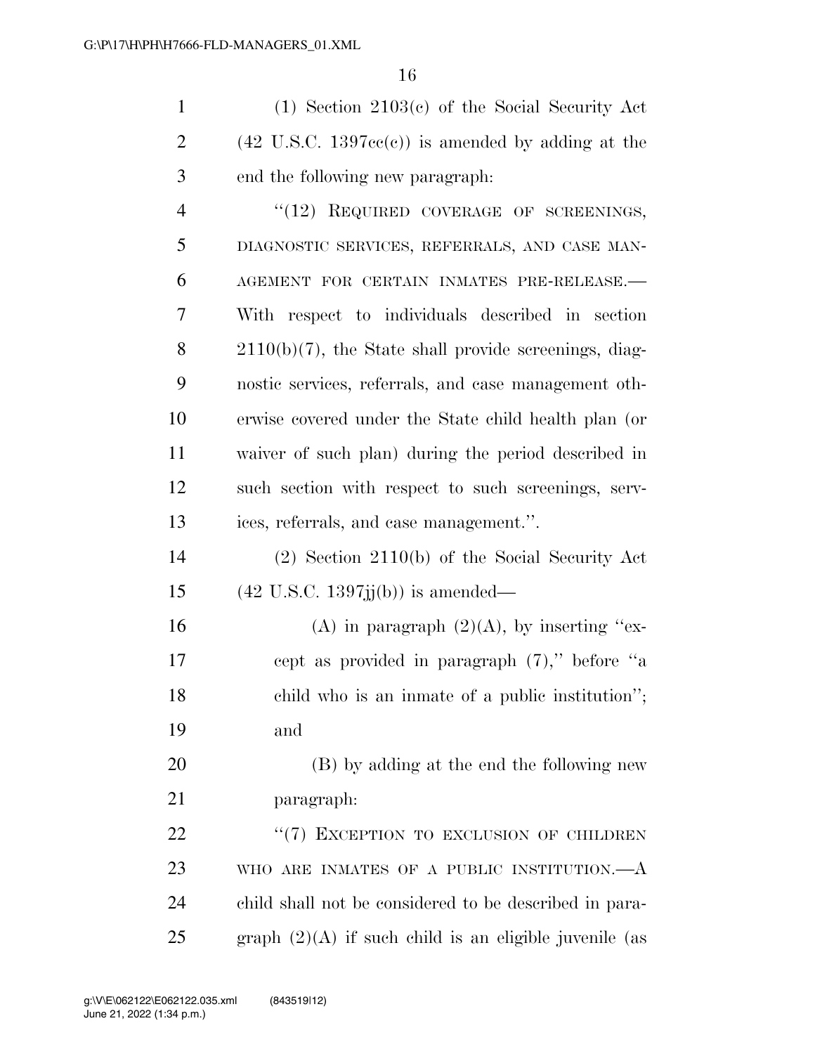(1) Section 2103(c) of the Social Security Act (42 U.S.C. 1397cc(c)) is amended by adding at the end the following new paragraph:

"(12) REQUIRED COVERAGE OF SCREENINGS, DIAGNOSTIC SERVICES, REFERRALS, AND CASE MANAGEMENT FOR CERTAIN INMATES PRE-RELEASE.— With respect to individuals described in section 2110(b)(7), the State shall provide screenings, diagnostic services, referrals, and case management otherwise covered under the State child health plan (or waiver of such plan) during the period described in such section with respect to such screenings, services, referrals, and case management.".

(2) Section 2110(b) of the Social Security Act (42 U.S.C. 1397jj(b)) is amended—

(A) in paragraph (2)(A), by inserting "except as provided in paragraph (7)," before "a child who is an inmate of a public institution"; and

(B) by adding at the end the following new paragraph:

"(7) EXCEPTION TO EXCLUSION OF CHILDREN WHO ARE INMATES OF A PUBLIC INSTITUTION.—A child shall not be considered to be described in paragraph (2)(A) if such child is an eligible juvenile (as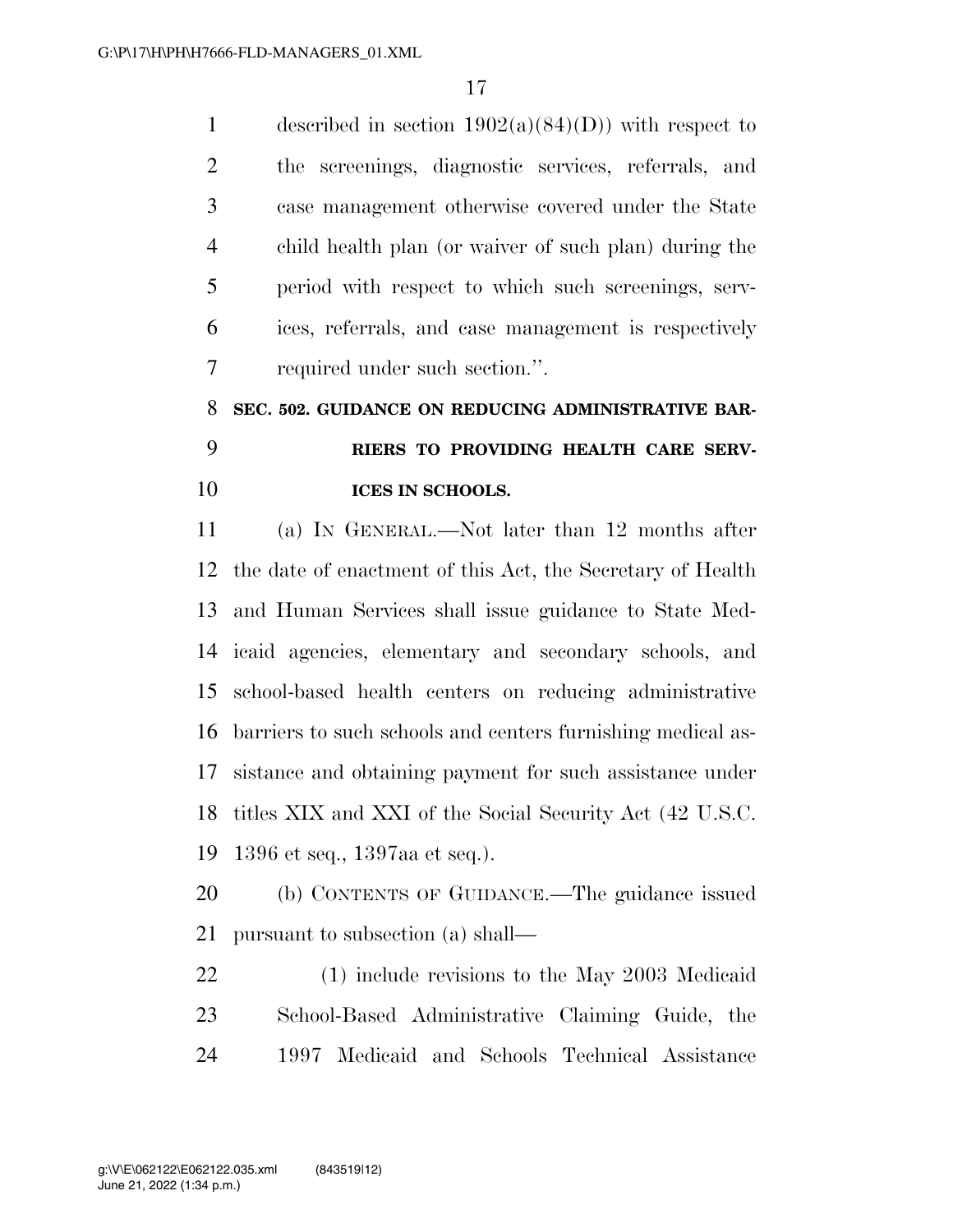described in section 1902(a)(84)(D)) with respect to the screenings, diagnostic services, referrals, and case management otherwise covered under the State child health plan (or waiver of such plan) during the period with respect to which such screenings, services, referrals, and case management is respectively required under such section.''.

**SEC. 502. GUIDANCE ON REDUCING ADMINISTRATIVE BARRIERS TO PROVIDING HEALTH CARE SERVICES IN SCHOOLS.**

(a) IN GENERAL.—Not later than 12 months after the date of enactment of this Act, the Secretary of Health and Human Services shall issue guidance to State Medicaid agencies, elementary and secondary schools, and school-based health centers on reducing administrative barriers to such schools and centers furnishing medical assistance and obtaining payment for such assistance under titles XIX and XXI of the Social Security Act (42 U.S.C. 1396 et seq., 1397aa et seq.).

(b) CONTENTS OF GUIDANCE.—The guidance issued pursuant to subsection (a) shall—

(1) include revisions to the May 2003 Medicaid School-Based Administrative Claiming Guide, the 1997 Medicaid and Schools Technical Assistance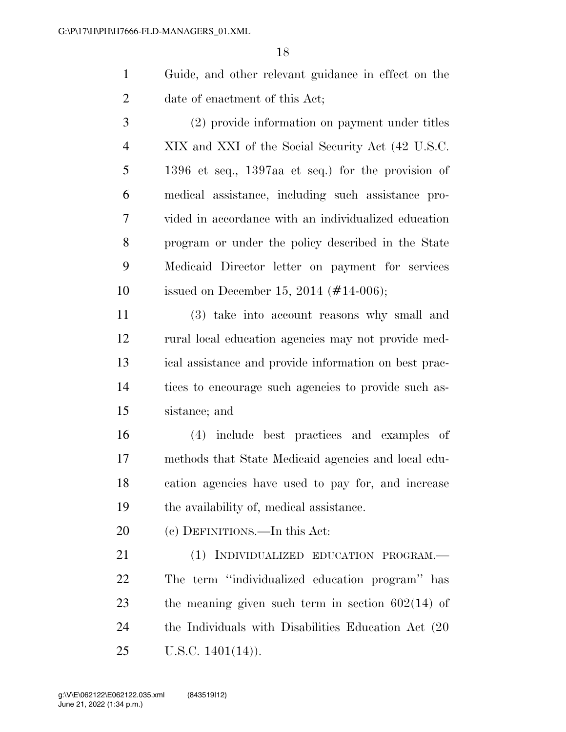Guide, and other relevant guidance in effect on the date of enactment of this Act;

(2) provide information on payment under titles XIX and XXI of the Social Security Act (42 U.S.C. 1396 et seq., 1397aa et seq.) for the provision of medical assistance, including such assistance provided in accordance with an individualized education program or under the policy described in the State Medicaid Director letter on payment for services issued on December 15, 2014 (#14-006);

(3) take into account reasons why small and rural local education agencies may not provide medical assistance and provide information on best practices to encourage such agencies to provide such assistance; and

(4) include best practices and examples of methods that State Medicaid agencies and local education agencies have used to pay for, and increase the availability of, medical assistance.

(c) DEFINITIONS.—In this Act:

(1) INDIVIDUALIZED EDUCATION PROGRAM.—The term ''individualized education program'' has the meaning given such term in section 602(14) of the Individuals with Disabilities Education Act (20 U.S.C. 1401(14)).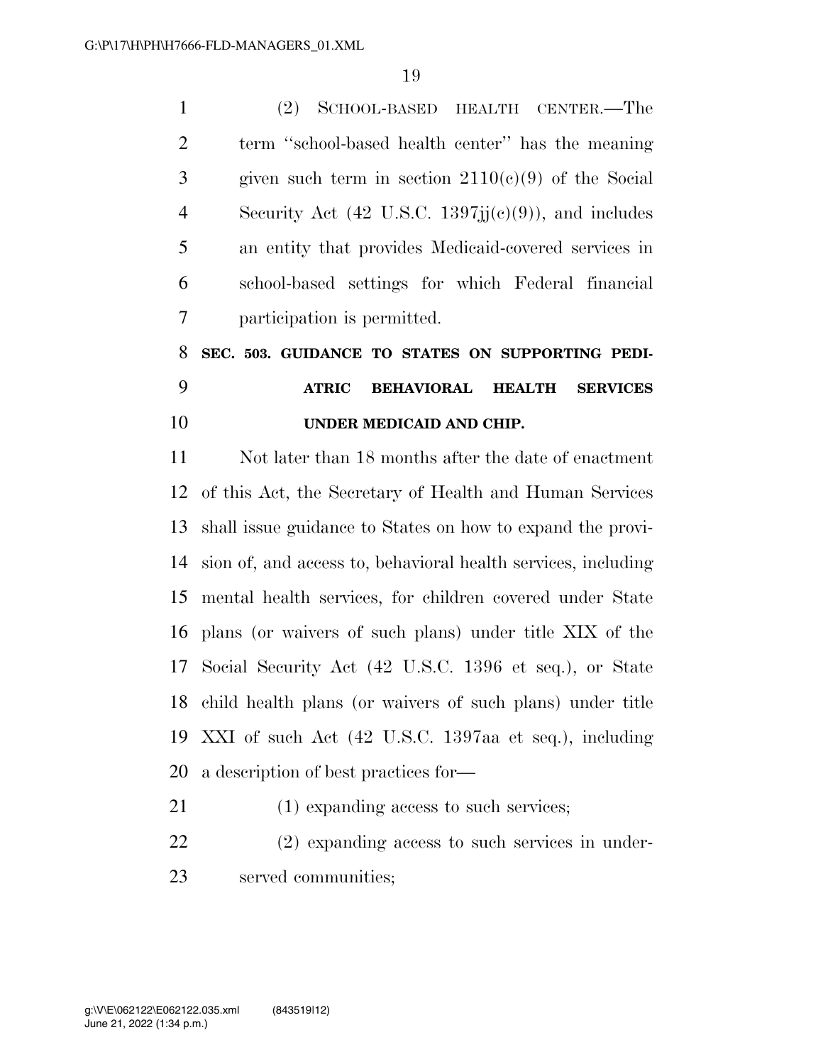(2) SCHOOL-BASED HEALTH CENTER.—The term ''school-based health center'' has the meaning given such term in section 2110(c)(9) of the Social Security Act (42 U.S.C. 1397jj(c)(9)), and includes an entity that provides Medicaid-covered services in school-based settings for which Federal financial participation is permitted.

**SEC. 503. GUIDANCE TO STATES ON SUPPORTING PEDIATRIC BEHAVIORAL HEALTH SERVICES UNDER MEDICAID AND CHIP.**

Not later than 18 months after the date of enactment of this Act, the Secretary of Health and Human Services shall issue guidance to States on how to expand the provision of, and access to, behavioral health services, including mental health services, for children covered under State plans (or waivers of such plans) under title XIX of the Social Security Act (42 U.S.C. 1396 et seq.), or State child health plans (or waivers of such plans) under title XXI of such Act (42 U.S.C. 1397aa et seq.), including a description of best practices for—

(1) expanding access to such services;

(2) expanding access to such services in underserved communities;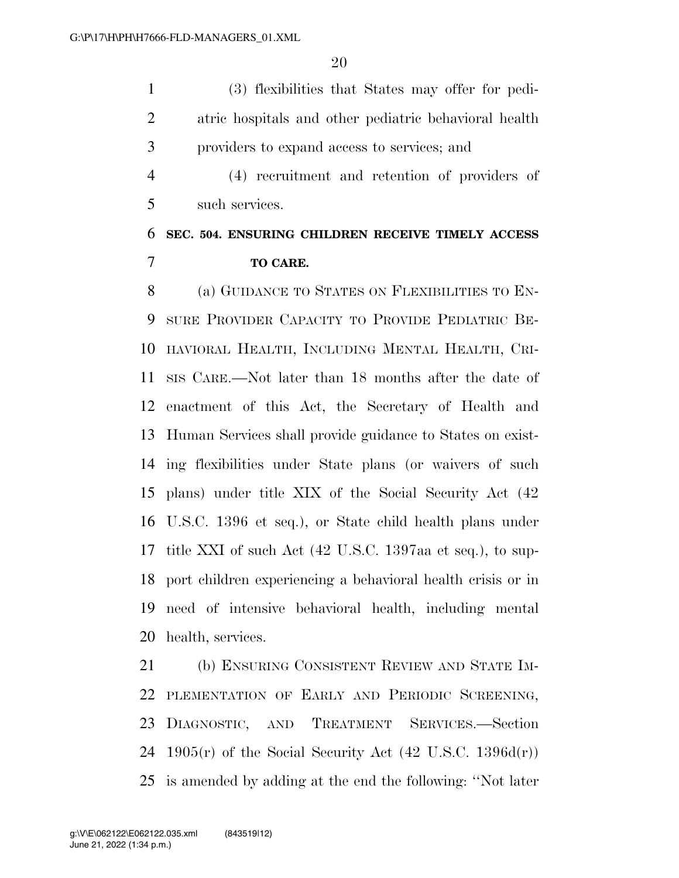(3) flexibilities that States may offer for pediatric hospitals and other pediatric behavioral health providers to expand access to services; and

(4) recruitment and retention of providers of such services.

**SEC. 504. ENSURING CHILDREN RECEIVE TIMELY ACCESS TO CARE.**

(a) GUIDANCE TO STATES ON FLEXIBILITIES TO ENSURE PROVIDER CAPACITY TO PROVIDE PEDIATRIC BEHAVIORAL HEALTH, INCLUDING MENTAL HEALTH, CRISIS CARE.—Not later than 18 months after the date of enactment of this Act, the Secretary of Health and Human Services shall provide guidance to States on existing flexibilities under State plans (or waivers of such plans) under title XIX of the Social Security Act (42 U.S.C. 1396 et seq.), or State child health plans under title XXI of such Act (42 U.S.C. 1397aa et seq.), to support children experiencing a behavioral health crisis or in need of intensive behavioral health, including mental health, services.

(b) ENSURING CONSISTENT REVIEW AND STATE IMPLEMENTATION OF EARLY AND PERIODIC SCREENING, DIAGNOSTIC, AND TREATMENT SERVICES.—Section 1905(r) of the Social Security Act (42 U.S.C. 1396d(r)) is amended by adding at the end the following: ''Not later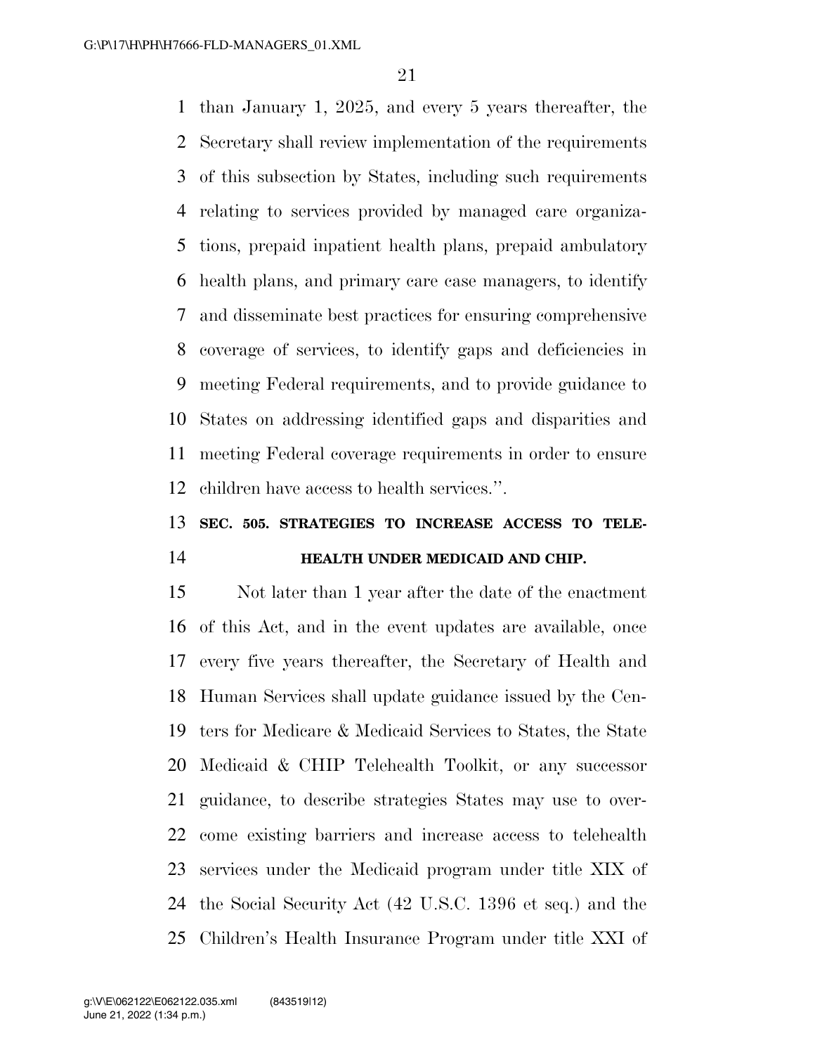than January 1, 2025, and every 5 years thereafter, the Secretary shall review implementation of the requirements of this subsection by States, including such requirements relating to services provided by managed care organizations, prepaid inpatient health plans, prepaid ambulatory health plans, and primary care case managers, to identify and disseminate best practices for ensuring comprehensive coverage of services, to identify gaps and deficiencies in meeting Federal requirements, and to provide guidance to States on addressing identified gaps and disparities and meeting Federal coverage requirements in order to ensure children have access to health services.''.

**SEC. 505. STRATEGIES TO INCREASE ACCESS TO TELEHEALTH UNDER MEDICAID AND CHIP.**

Not later than 1 year after the date of the enactment of this Act, and in the event updates are available, once every five years thereafter, the Secretary of Health and Human Services shall update guidance issued by the Centers for Medicare & Medicaid Services to States, the State Medicaid & CHIP Telehealth Toolkit, or any successor guidance, to describe strategies States may use to overcome existing barriers and increase access to telehealth services under the Medicaid program under title XIX of the Social Security Act (42 U.S.C. 1396 et seq.) and the Children's Health Insurance Program under title XXI of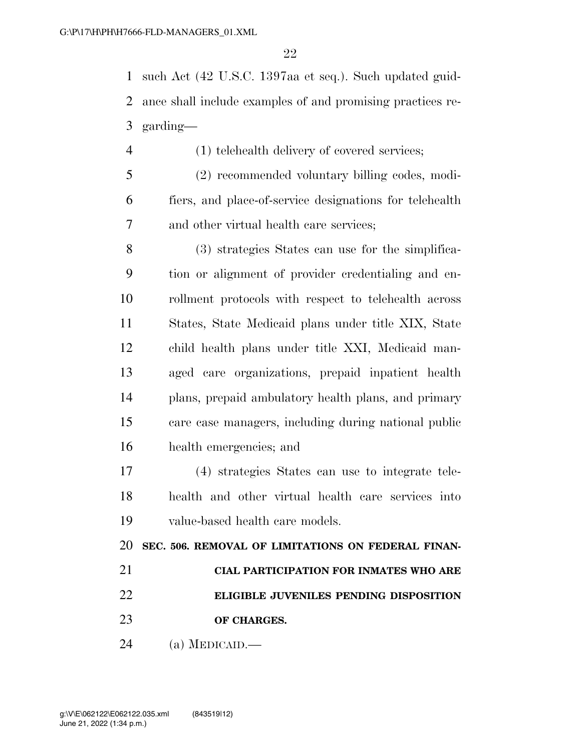such Act (42 U.S.C. 1397aa et seq.). Such updated guidance shall include examples of and promising practices regarding—

(1) telehealth delivery of covered services;

(2) recommended voluntary billing codes, modifiers, and place-of-service designations for telehealth and other virtual health care services;

(3) strategies States can use for the simplification or alignment of provider credentialing and enrollment protocols with respect to telehealth across States, State Medicaid plans under title XIX, State child health plans under title XXI, Medicaid managed care organizations, prepaid inpatient health plans, prepaid ambulatory health plans, and primary care case managers, including during national public health emergencies; and

(4) strategies States can use to integrate telehealth and other virtual health care services into value-based health care models.

**SEC. 506. REMOVAL OF LIMITATIONS ON FEDERAL FINANCIAL PARTICIPATION FOR INMATES WHO ARE ELIGIBLE JUVENILES PENDING DISPOSITION OF CHARGES.**

(a) MEDICAID.—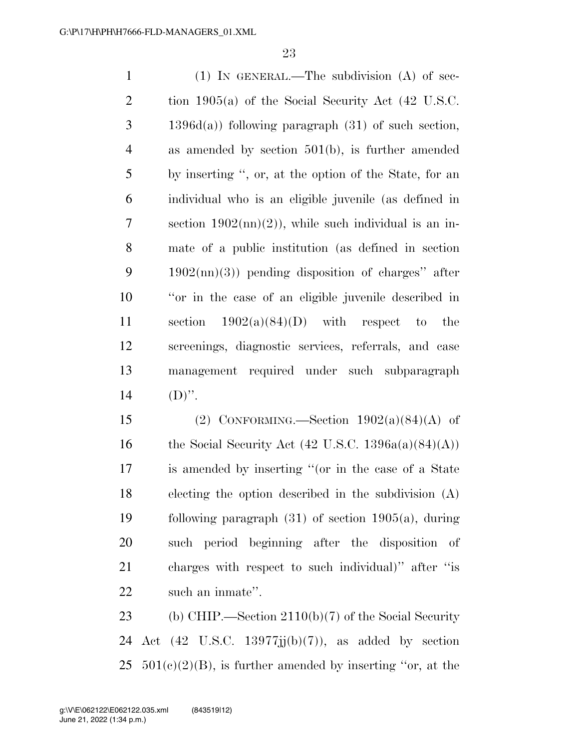(1) IN GENERAL.—The subdivision (A) of section 1905(a) of the Social Security Act (42 U.S.C. 1396d(a)) following paragraph (31) of such section, as amended by section 501(b), is further amended by inserting ", or, at the option of the State, for an individual who is an eligible juvenile (as defined in section 1902(nn)(2)), while such individual is an inmate of a public institution (as defined in section 1902(nn)(3)) pending disposition of charges" after "or in the case of an eligible juvenile described in section 1902(a)(84)(D) with respect to the screenings, diagnostic services, referrals, and case management required under such subparagraph (D)".

(2) CONFORMING.—Section 1902(a)(84)(A) of the Social Security Act (42 U.S.C. 1396a(a)(84)(A)) is amended by inserting "(or in the case of a State electing the option described in the subdivision (A) following paragraph (31) of section 1905(a), during such period beginning after the disposition of charges with respect to such individual)" after "is such an inmate".

(b) CHIP.—Section 2110(b)(7) of the Social Security Act (42 U.S.C. 13977jj(b)(7)), as added by section 501(c)(2)(B), is further amended by inserting "or, at the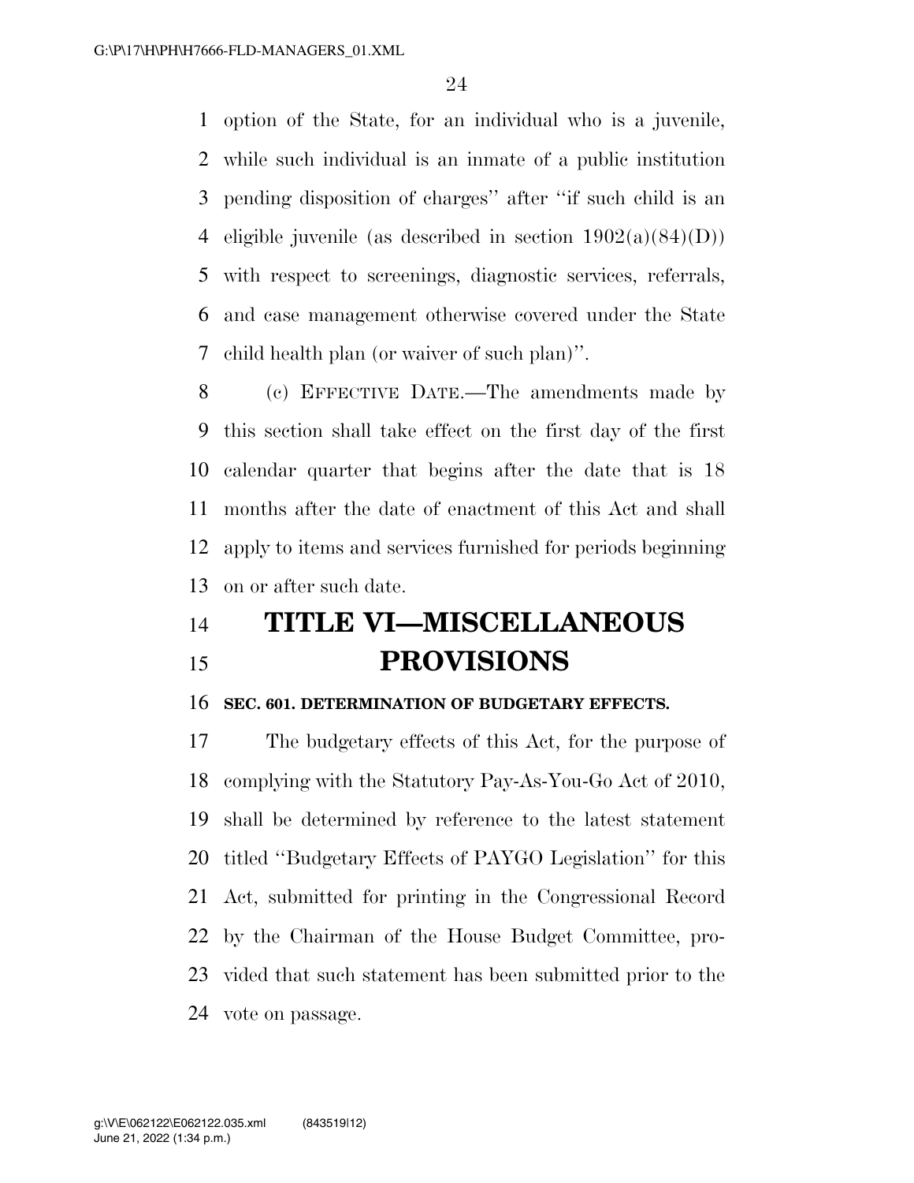option of the State, for an individual who is a juvenile, while such individual is an inmate of a public institution pending disposition of charges'' after ''if such child is an eligible juvenile (as described in section 1902(a)(84)(D)) with respect to screenings, diagnostic services, referrals, and case management otherwise covered under the State child health plan (or waiver of such plan)''.

(c) EFFECTIVE DATE.—The amendments made by this section shall take effect on the first day of the first calendar quarter that begins after the date that is 18 months after the date of enactment of this Act and shall apply to items and services furnished for periods beginning on or after such date.

# TITLE VI—MISCELLANEOUS PROVISIONS

**SEC. 601. DETERMINATION OF BUDGETARY EFFECTS.**

The budgetary effects of this Act, for the purpose of complying with the Statutory Pay-As-You-Go Act of 2010, shall be determined by reference to the latest statement titled ''Budgetary Effects of PAYGO Legislation'' for this Act, submitted for printing in the Congressional Record by the Chairman of the House Budget Committee, provided that such statement has been submitted prior to the vote on passage.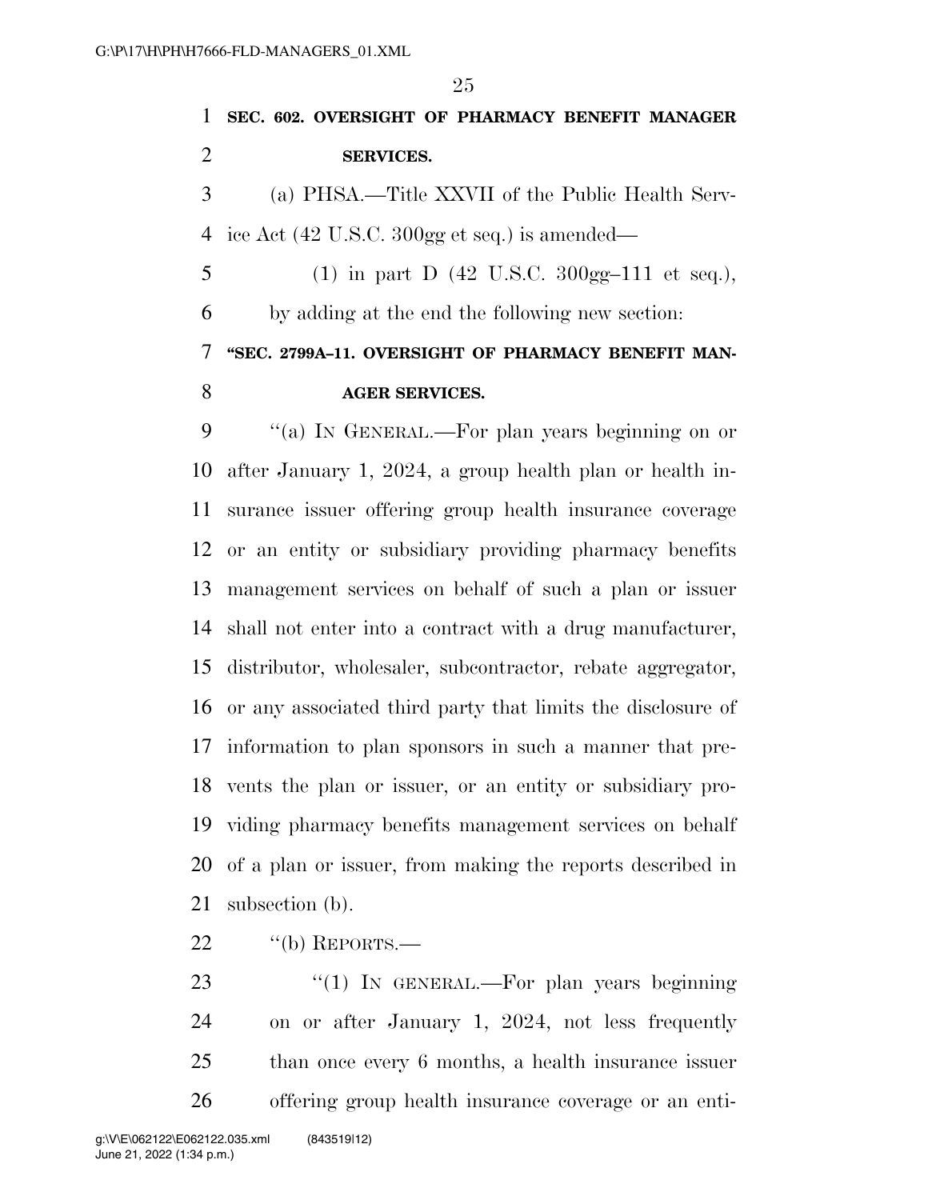**SEC. 602. OVERSIGHT OF PHARMACY BENEFIT MANAGER SERVICES.**

(a) PHSA.—Title XXVII of the Public Health Service Act (42 U.S.C. 300gg et seq.) is amended—

(1) in part D (42 U.S.C. 300gg–111 et seq.), by adding at the end the following new section:

**"SEC. 2799A–11. OVERSIGHT OF PHARMACY BENEFIT MANAGER SERVICES.**

"(a) IN GENERAL.—For plan years beginning on or after January 1, 2024, a group health plan or health insurance issuer offering group health insurance coverage or an entity or subsidiary providing pharmacy benefits management services on behalf of such a plan or issuer shall not enter into a contract with a drug manufacturer, distributor, wholesaler, subcontractor, rebate aggregator, or any associated third party that limits the disclosure of information to plan sponsors in such a manner that prevents the plan or issuer, or an entity or subsidiary providing pharmacy benefits management services on behalf of a plan or issuer, from making the reports described in subsection (b).

"(b) REPORTS.—

"(1) IN GENERAL.—For plan years beginning on or after January 1, 2024, not less frequently than once every 6 months, a health insurance issuer offering group health insurance coverage or an enti-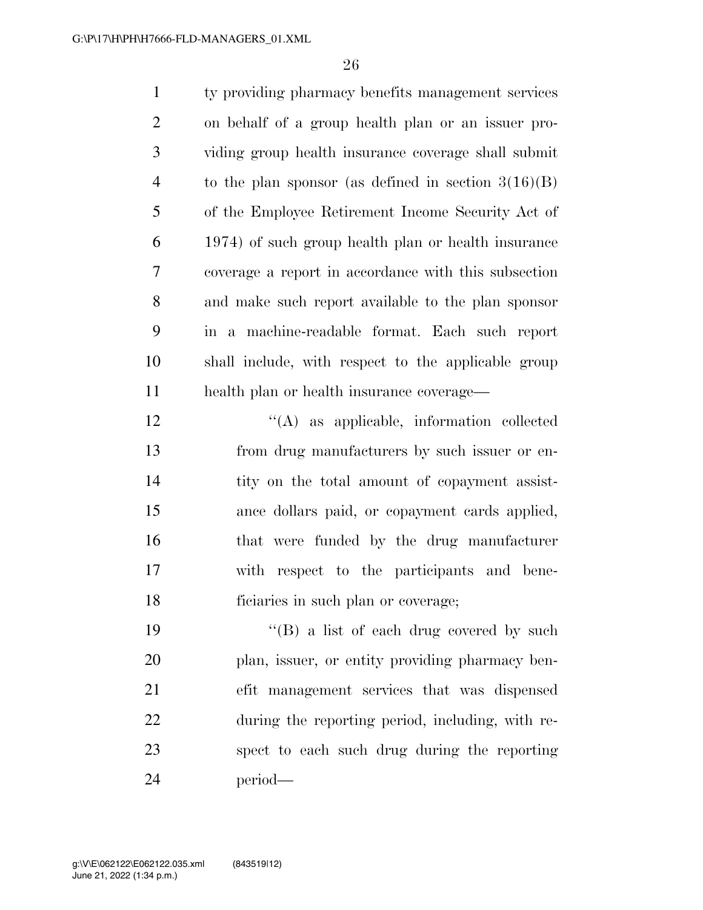ty providing pharmacy benefits management services on behalf of a group health plan or an issuer providing group health insurance coverage shall submit to the plan sponsor (as defined in section 3(16)(B) of the Employee Retirement Income Security Act of 1974) of such group health plan or health insurance coverage a report in accordance with this subsection and make such report available to the plan sponsor in a machine-readable format. Each such report shall include, with respect to the applicable group health plan or health insurance coverage—

"(A) as applicable, information collected from drug manufacturers by such issuer or entity on the total amount of copayment assistance dollars paid, or copayment cards applied, that were funded by the drug manufacturer with respect to the participants and beneficiaries in such plan or coverage;

"(B) a list of each drug covered by such plan, issuer, or entity providing pharmacy benefit management services that was dispensed during the reporting period, including, with respect to each such drug during the reporting period—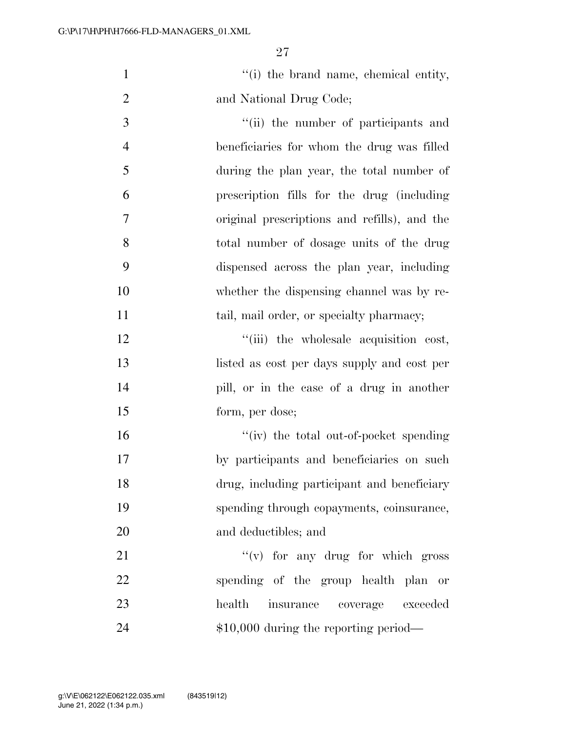''(i) the brand name, chemical entity, and National Drug Code;

''(ii) the number of participants and beneficiaries for whom the drug was filled during the plan year, the total number of prescription fills for the drug (including original prescriptions and refills), and the total number of dosage units of the drug dispensed across the plan year, including whether the dispensing channel was by retail, mail order, or specialty pharmacy;

''(iii) the wholesale acquisition cost, listed as cost per days supply and cost per pill, or in the case of a drug in another form, per dose;

''(iv) the total out-of-pocket spending by participants and beneficiaries on such drug, including participant and beneficiary spending through copayments, coinsurance, and deductibles; and

''(v) for any drug for which gross spending of the group health plan or health insurance coverage exceeded $10,000 during the reporting period—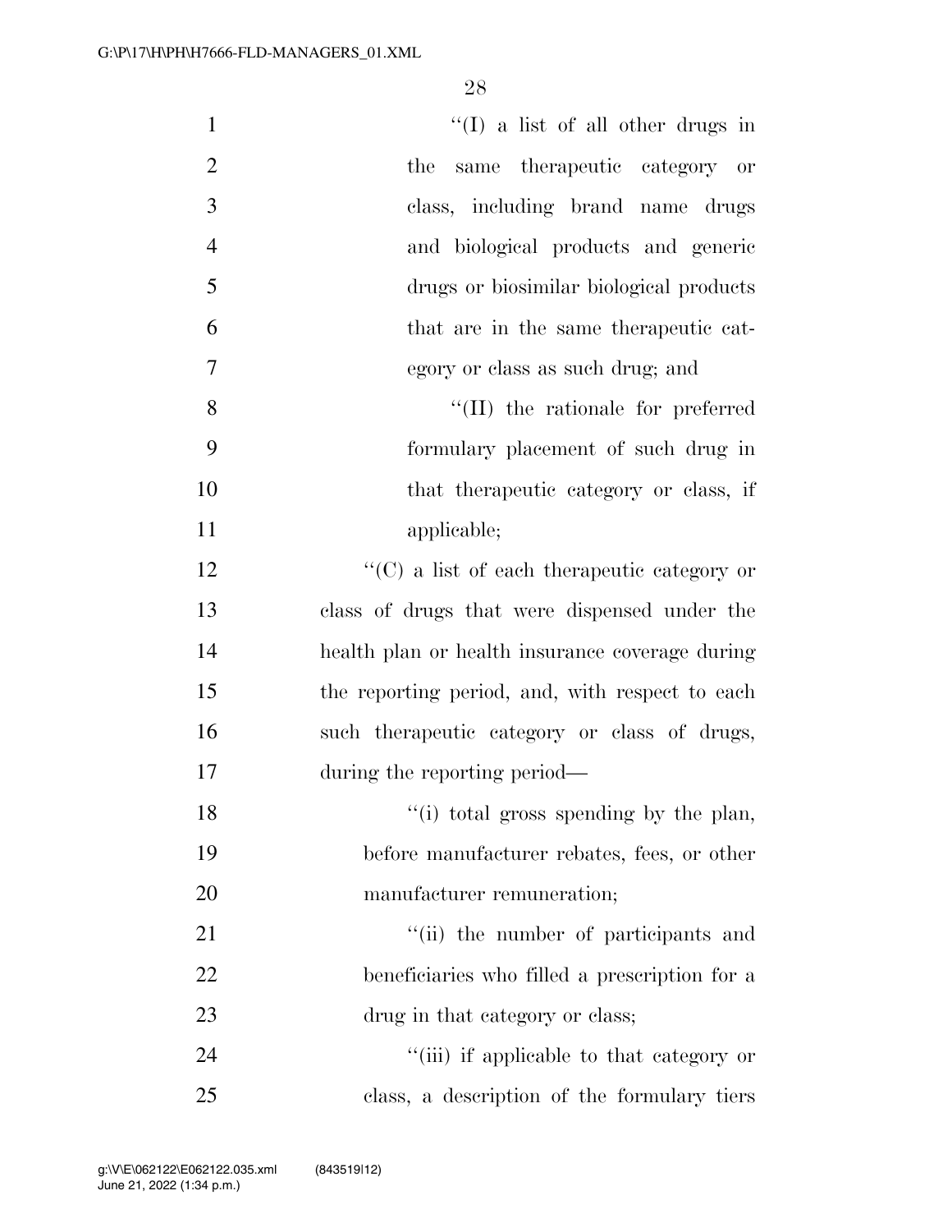"(I) a list of all other drugs in the same therapeutic category or class, including brand name drugs and biological products and generic drugs or biosimilar biological products that are in the same therapeutic category or class as such drug; and

"(II) the rationale for preferred formulary placement of such drug in that therapeutic category or class, if applicable;

"(C) a list of each therapeutic category or class of drugs that were dispensed under the health plan or health insurance coverage during the reporting period, and, with respect to each such therapeutic category or class of drugs, during the reporting period—

"(i) total gross spending by the plan, before manufacturer rebates, fees, or other manufacturer remuneration;

"(ii) the number of participants and beneficiaries who filled a prescription for a drug in that category or class;

"(iii) if applicable to that category or class, a description of the formulary tiers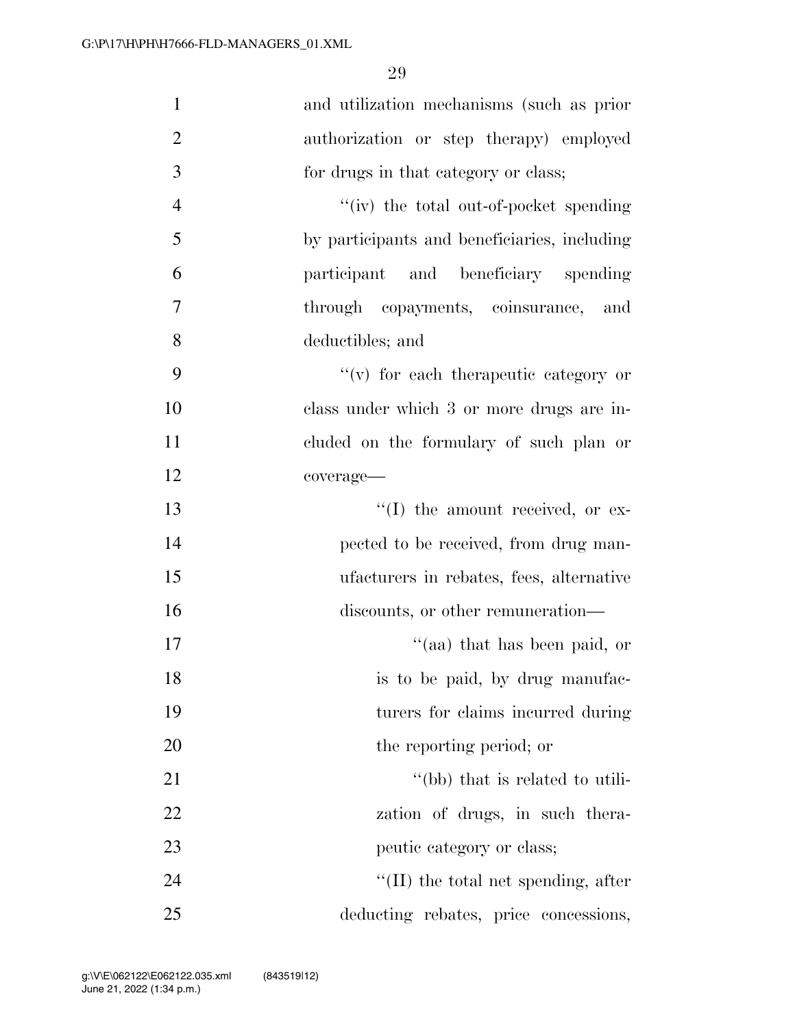and utilization mechanisms (such as prior authorization or step therapy) employed for drugs in that category or class;

"(iv) the total out-of-pocket spending by participants and beneficiaries, including participant and beneficiary spending through copayments, coinsurance, and deductibles; and

"(v) for each therapeutic category or class under which 3 or more drugs are included on the formulary of such plan or coverage—

"(I) the amount received, or expected to be received, from drug manufacturers in rebates, fees, alternative discounts, or other remuneration—

"(aa) that has been paid, or is to be paid, by drug manufacturers for claims incurred during the reporting period; or

"(bb) that is related to utilization of drugs, in such therapeutic category or class;

"(II) the total net spending, after deducting rebates, price concessions,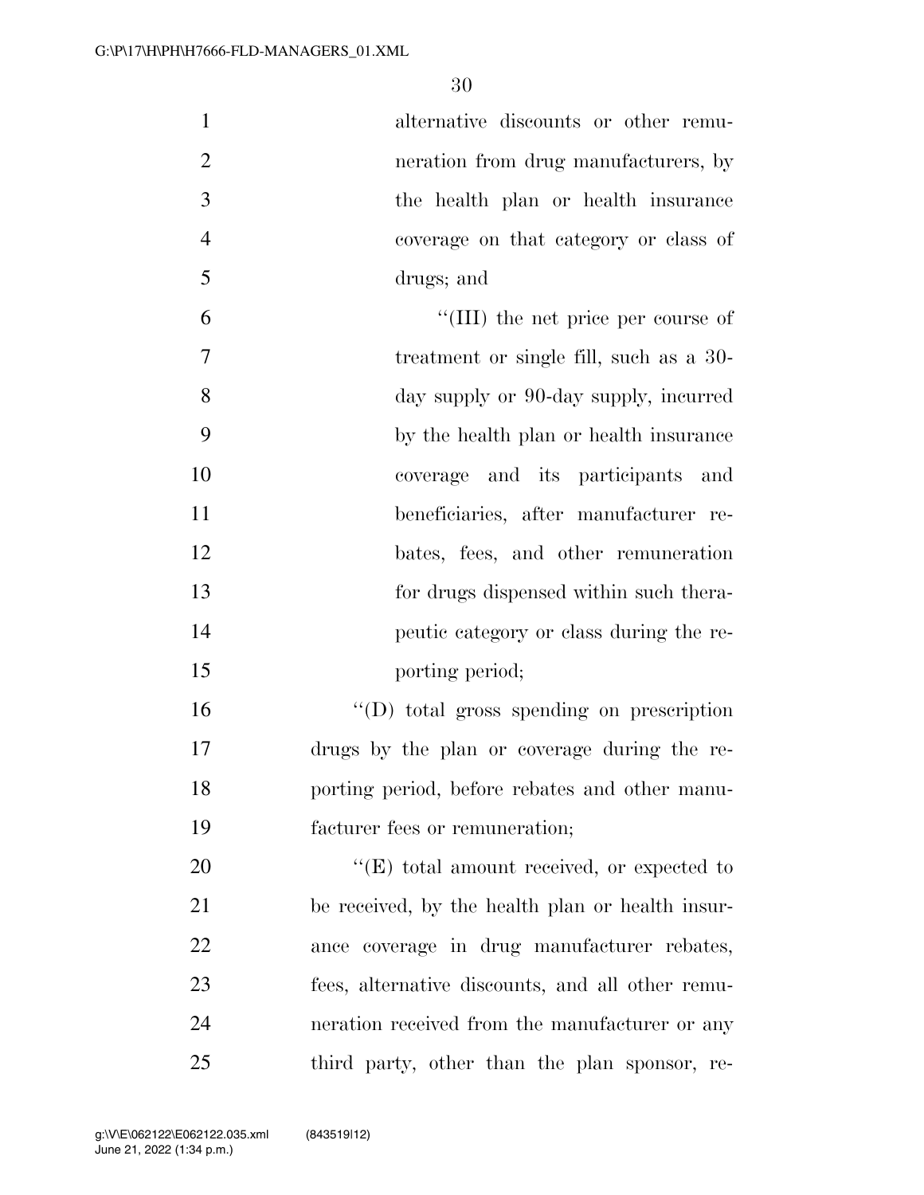alternative discounts or other remuneration from drug manufacturers, by the health plan or health insurance coverage on that category or class of drugs; and

"(III) the net price per course of treatment or single fill, such as a 30-day supply or 90-day supply, incurred by the health plan or health insurance coverage and its participants and beneficiaries, after manufacturer rebates, fees, and other remuneration for drugs dispensed within such therapeutic category or class during the reporting period;

"(D) total gross spending on prescription drugs by the plan or coverage during the reporting period, before rebates and other manufacturer fees or remuneration;

"(E) total amount received, or expected to be received, by the health plan or health insurance coverage in drug manufacturer rebates, fees, alternative discounts, and all other remuneration received from the manufacturer or any third party, other than the plan sponsor, re-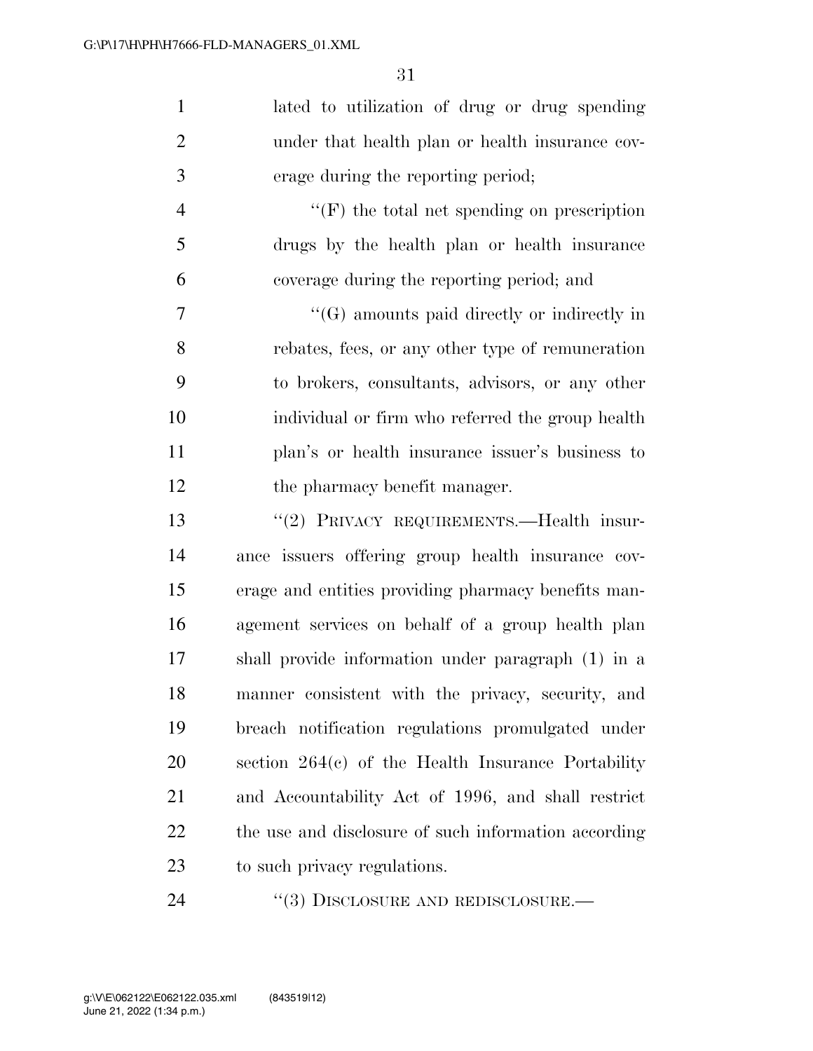lated to utilization of drug or drug spending under that health plan or health insurance coverage during the reporting period;

"(F) the total net spending on prescription drugs by the health plan or health insurance coverage during the reporting period; and

"(G) amounts paid directly or indirectly in rebates, fees, or any other type of remuneration to brokers, consultants, advisors, or any other individual or firm who referred the group health plan's or health insurance issuer's business to the pharmacy benefit manager.

"(2) PRIVACY REQUIREMENTS.—Health insurance issuers offering group health insurance coverage and entities providing pharmacy benefits management services on behalf of a group health plan shall provide information under paragraph (1) in a manner consistent with the privacy, security, and breach notification regulations promulgated under section 264(c) of the Health Insurance Portability and Accountability Act of 1996, and shall restrict the use and disclosure of such information according to such privacy regulations.

"(3) DISCLOSURE AND REDISCLOSURE.—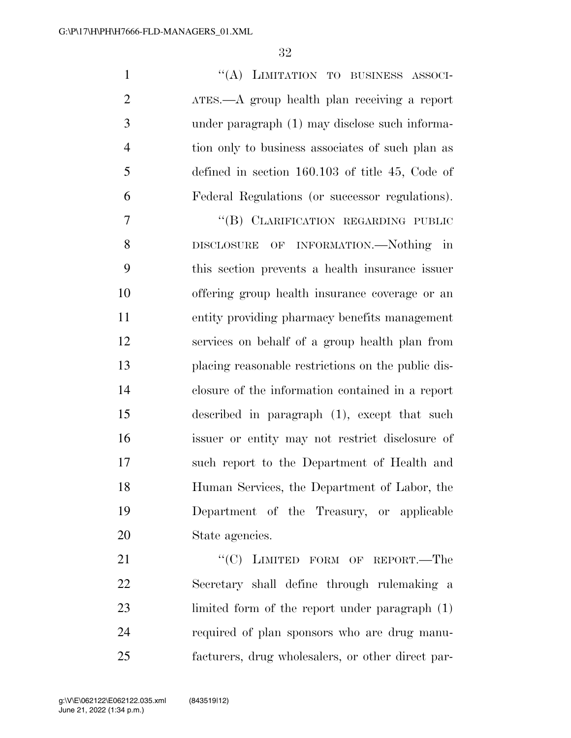"(A) LIMITATION TO BUSINESS ASSOCIATES.—A group health plan receiving a report under paragraph (1) may disclose such information only to business associates of such plan as defined in section 160.103 of title 45, Code of Federal Regulations (or successor regulations).

"(B) CLARIFICATION REGARDING PUBLIC DISCLOSURE OF INFORMATION.—Nothing in this section prevents a health insurance issuer offering group health insurance coverage or an entity providing pharmacy benefits management services on behalf of a group health plan from placing reasonable restrictions on the public disclosure of the information contained in a report described in paragraph (1), except that such issuer or entity may not restrict disclosure of such report to the Department of Health and Human Services, the Department of Labor, the Department of the Treasury, or applicable State agencies.

"(C) LIMITED FORM OF REPORT.—The Secretary shall define through rulemaking a limited form of the report under paragraph (1) required of plan sponsors who are drug manufacturers, drug wholesalers, or other direct par-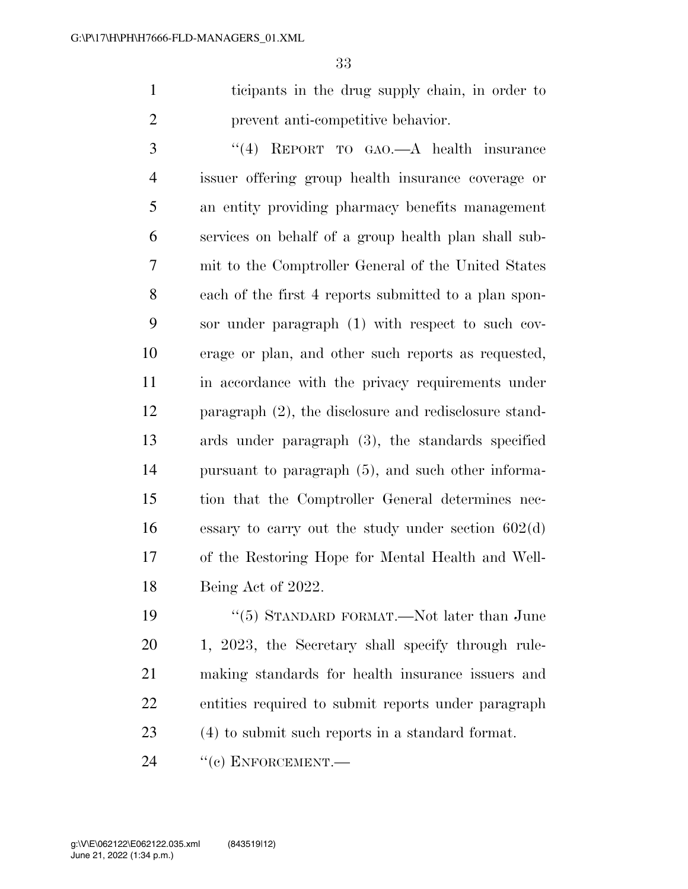ticipants in the drug supply chain, in order to prevent anti-competitive behavior.

"(4) REPORT TO GAO.—A health insurance issuer offering group health insurance coverage or an entity providing pharmacy benefits management services on behalf of a group health plan shall submit to the Comptroller General of the United States each of the first 4 reports submitted to a plan sponsor under paragraph (1) with respect to such coverage or plan, and other such reports as requested, in accordance with the privacy requirements under paragraph (2), the disclosure and redisclosure standards under paragraph (3), the standards specified pursuant to paragraph (5), and such other information that the Comptroller General determines necessary to carry out the study under section 602(d) of the Restoring Hope for Mental Health and Well-Being Act of 2022.

"(5) STANDARD FORMAT.—Not later than June 1, 2023, the Secretary shall specify through rulemaking standards for health insurance issuers and entities required to submit reports under paragraph (4) to submit such reports in a standard format.

"(c) ENFORCEMENT.—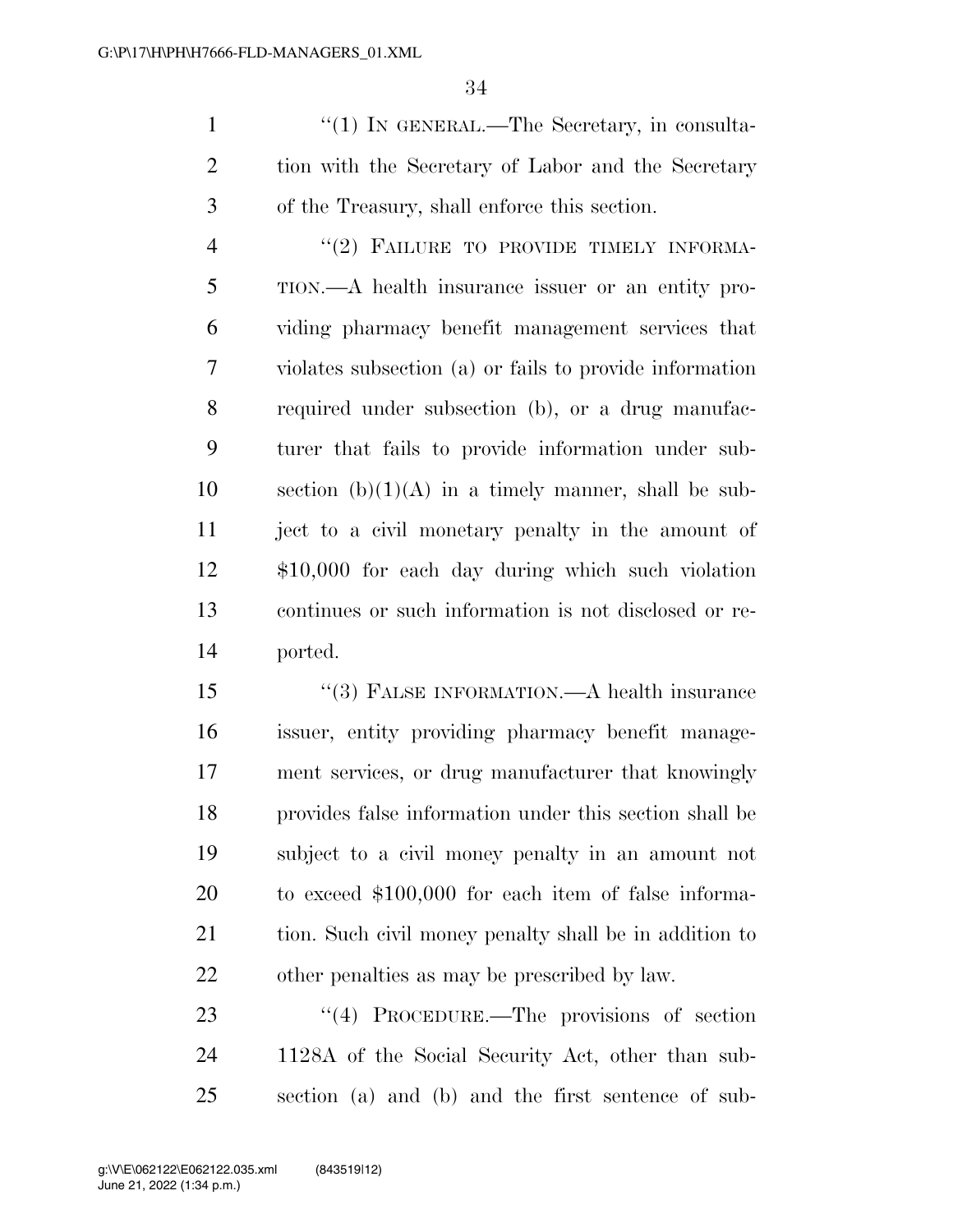"(1) IN GENERAL.—The Secretary, in consultation with the Secretary of Labor and the Secretary of the Treasury, shall enforce this section.

"(2) FAILURE TO PROVIDE TIMELY INFORMATION.—A health insurance issuer or an entity providing pharmacy benefit management services that violates subsection (a) or fails to provide information required under subsection (b), or a drug manufacturer that fails to provide information under subsection (b)(1)(A) in a timely manner, shall be subject to a civil monetary penalty in the amount of $10,000 for each day during which such violation continues or such information is not disclosed or reported.

"(3) FALSE INFORMATION.—A health insurance issuer, entity providing pharmacy benefit management services, or drug manufacturer that knowingly provides false information under this section shall be subject to a civil money penalty in an amount not to exceed $100,000 for each item of false information. Such civil money penalty shall be in addition to other penalties as may be prescribed by law.

"(4) PROCEDURE.—The provisions of section 1128A of the Social Security Act, other than subsection (a) and (b) and the first sentence of sub-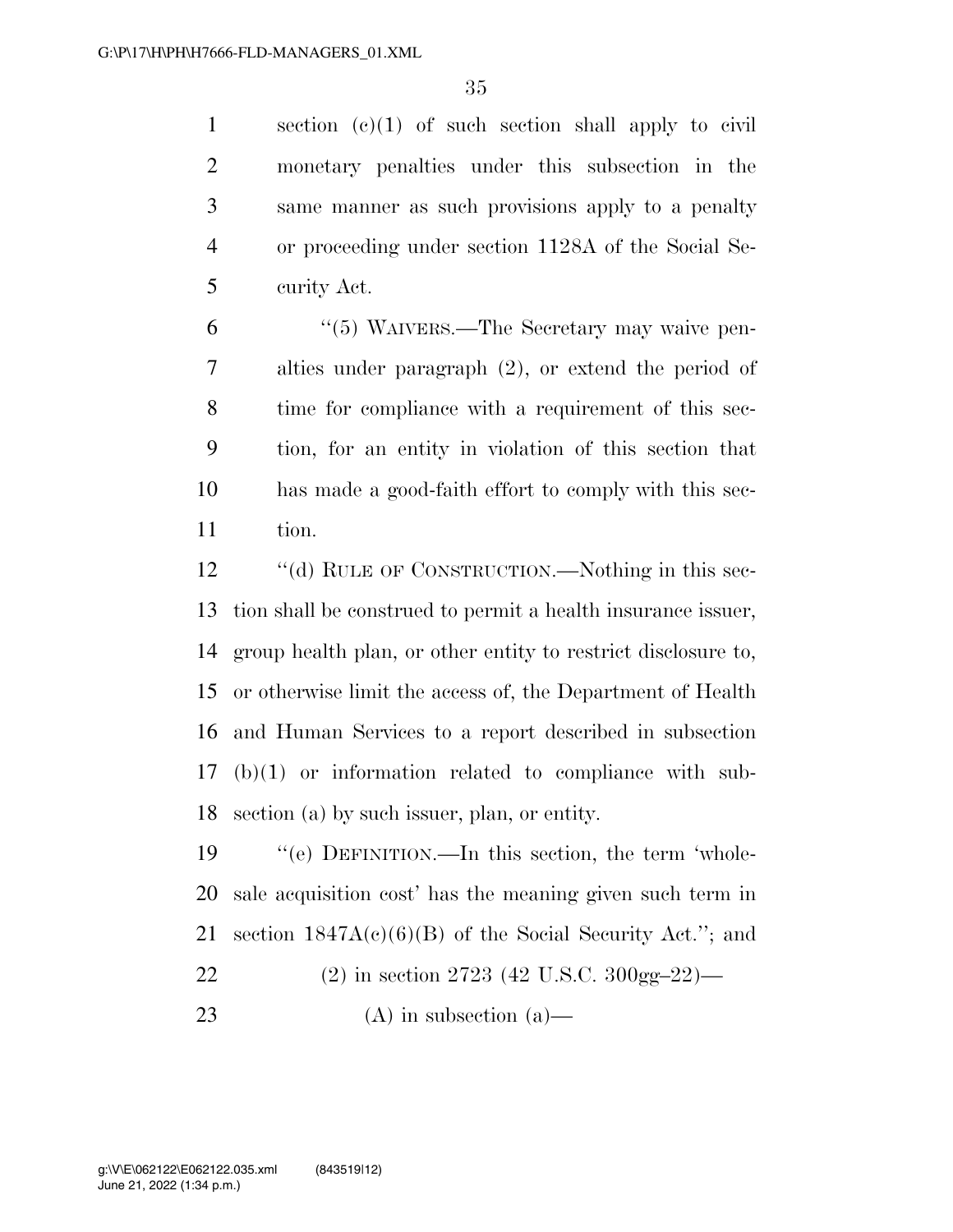section (c)(1) of such section shall apply to civil monetary penalties under this subsection in the same manner as such provisions apply to a penalty or proceeding under section 1128A of the Social Security Act.

"(5) WAIVERS.—The Secretary may waive penalties under paragraph (2), or extend the period of time for compliance with a requirement of this section, for an entity in violation of this section that has made a good-faith effort to comply with this section.

"(d) RULE OF CONSTRUCTION.—Nothing in this section shall be construed to permit a health insurance issuer, group health plan, or other entity to restrict disclosure to, or otherwise limit the access of, the Department of Health and Human Services to a report described in subsection (b)(1) or information related to compliance with subsection (a) by such issuer, plan, or entity.

"(e) DEFINITION.—In this section, the term 'wholesale acquisition cost' has the meaning given such term in section 1847A(c)(6)(B) of the Social Security Act."; and

(2) in section 2723 (42 U.S.C. 300gg–22)—

(A) in subsection (a)—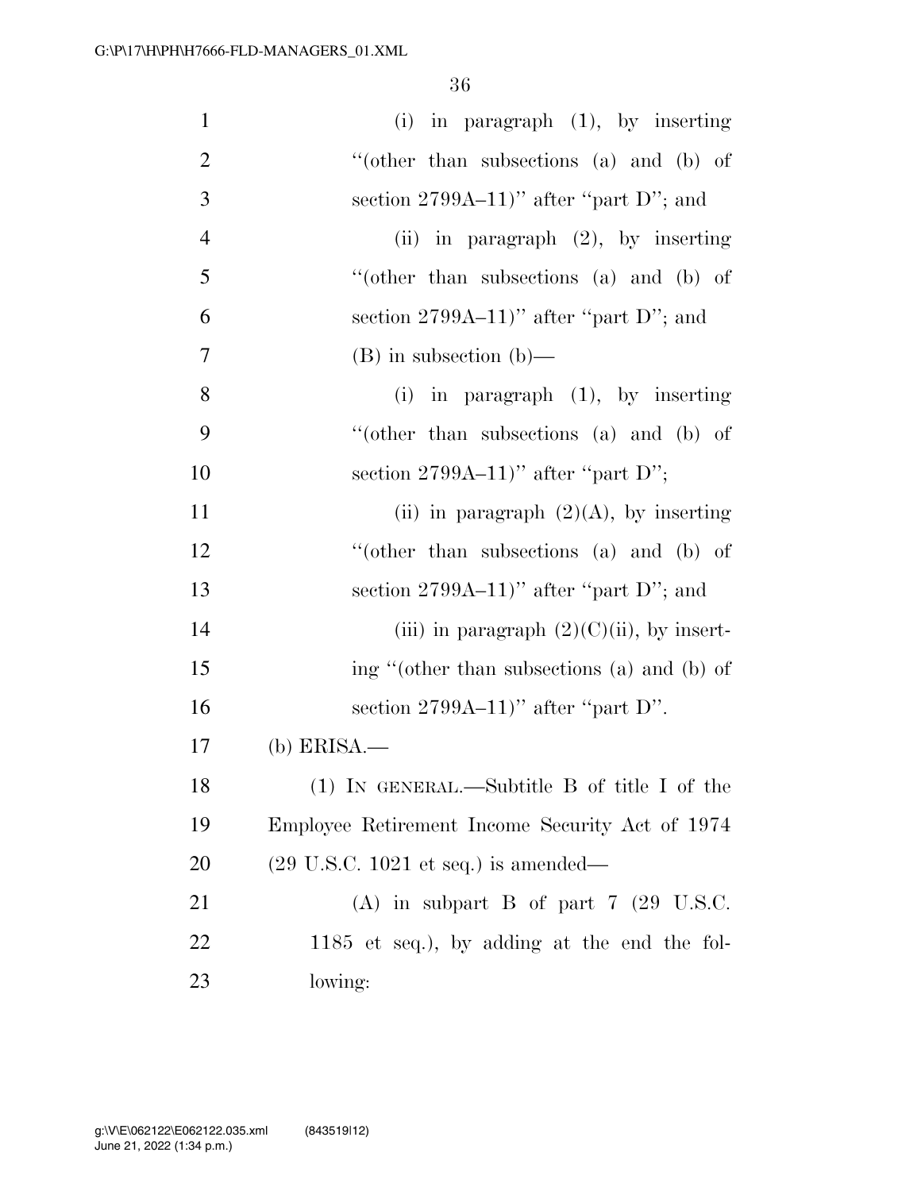(i) in paragraph (1), by inserting "(other than subsections (a) and (b) of section 2799A–11)" after "part D"; and

(ii) in paragraph (2), by inserting "(other than subsections (a) and (b) of section 2799A–11)" after "part D"; and

(B) in subsection (b)—

(i) in paragraph (1), by inserting "(other than subsections (a) and (b) of section 2799A–11)" after "part D";

(ii) in paragraph (2)(A), by inserting "(other than subsections (a) and (b) of section 2799A–11)" after "part D"; and

(iii) in paragraph (2)(C)(ii), by inserting "(other than subsections (a) and (b) of section 2799A–11)" after "part D".

(b) ERISA.—

(1) IN GENERAL.—Subtitle B of title I of the Employee Retirement Income Security Act of 1974 (29 U.S.C. 1021 et seq.) is amended—

(A) in subpart B of part 7 (29 U.S.C. 1185 et seq.), by adding at the end the following: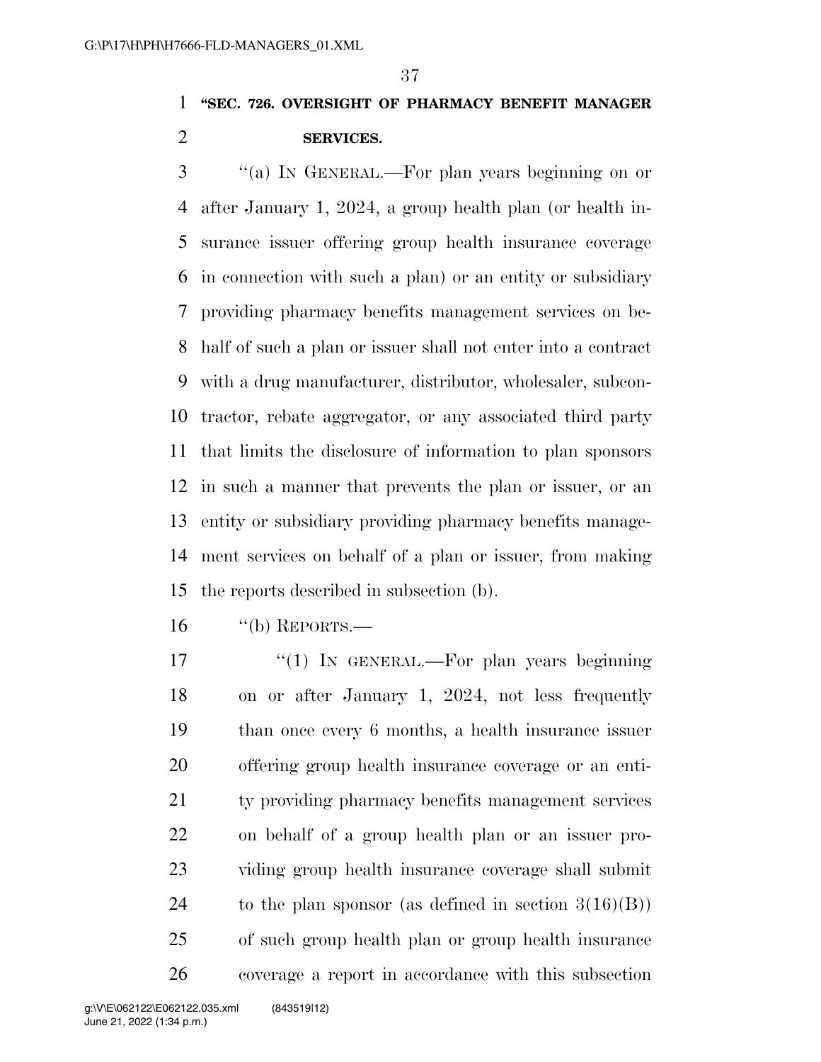**"SEC. 726. OVERSIGHT OF PHARMACY BENEFIT MANAGER SERVICES.**

"(a) IN GENERAL.—For plan years beginning on or after January 1, 2024, a group health plan (or health insurance issuer offering group health insurance coverage in connection with such a plan) or an entity or subsidiary providing pharmacy benefits management services on behalf of such a plan or issuer shall not enter into a contract with a drug manufacturer, distributor, wholesaler, subcontractor, rebate aggregator, or any associated third party that limits the disclosure of information to plan sponsors in such a manner that prevents the plan or issuer, or an entity or subsidiary providing pharmacy benefits management services on behalf of a plan or issuer, from making the reports described in subsection (b).

"(b) REPORTS.—

"(1) IN GENERAL.—For plan years beginning on or after January 1, 2024, not less frequently than once every 6 months, a health insurance issuer offering group health insurance coverage or an entity providing pharmacy benefits management services on behalf of a group health plan or an issuer providing group health insurance coverage shall submit to the plan sponsor (as defined in section 3(16)(B)) of such group health plan or group health insurance coverage a report in accordance with this subsection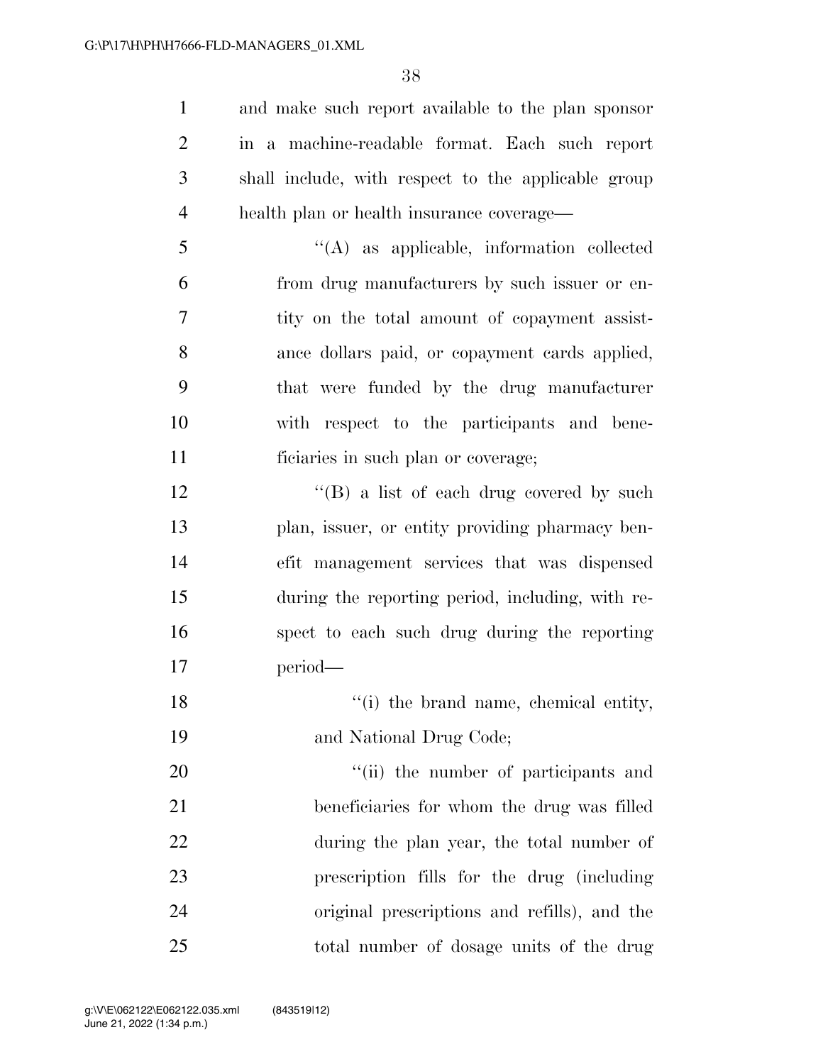and make such report available to the plan sponsor in a machine-readable format. Each such report shall include, with respect to the applicable group health plan or health insurance coverage—

''(A) as applicable, information collected from drug manufacturers by such issuer or entity on the total amount of copayment assistance dollars paid, or copayment cards applied, that were funded by the drug manufacturer with respect to the participants and beneficiaries in such plan or coverage;

''(B) a list of each drug covered by such plan, issuer, or entity providing pharmacy benefit management services that was dispensed during the reporting period, including, with respect to each such drug during the reporting period—

''(i) the brand name, chemical entity, and National Drug Code;

''(ii) the number of participants and beneficiaries for whom the drug was filled during the plan year, the total number of prescription fills for the drug (including original prescriptions and refills), and the total number of dosage units of the drug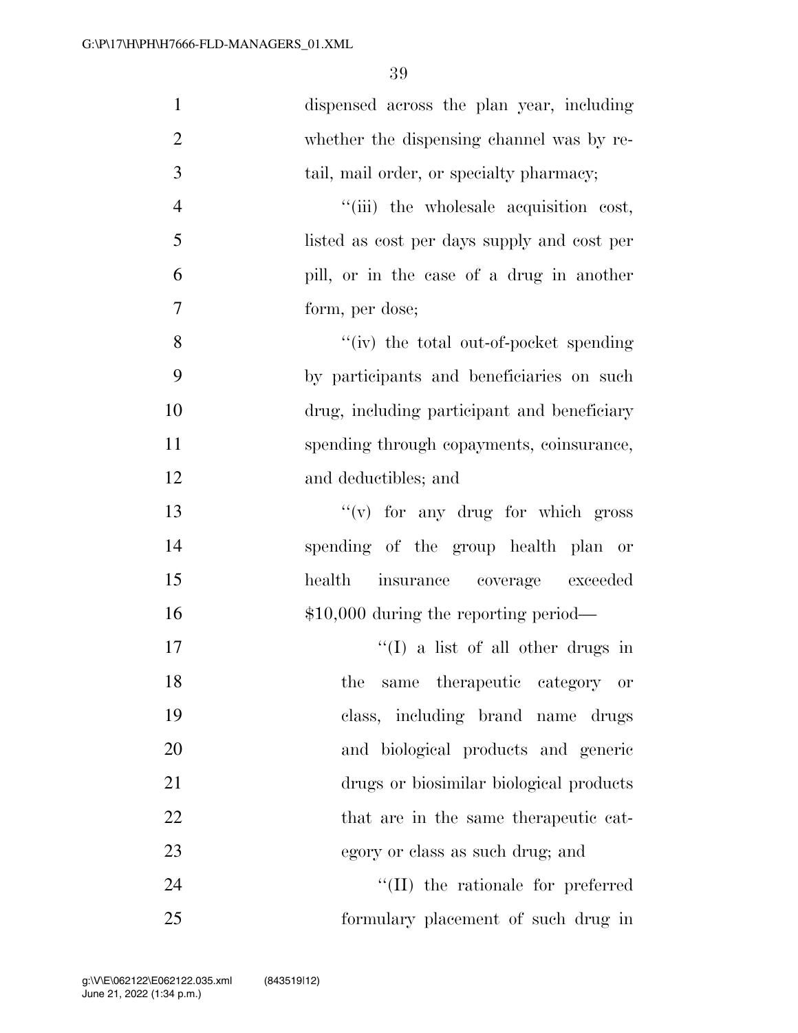dispensed across the plan year, including whether the dispensing channel was by retail, mail order, or specialty pharmacy;

"(iii) the wholesale acquisition cost, listed as cost per days supply and cost per pill, or in the case of a drug in another form, per dose;

"(iv) the total out-of-pocket spending by participants and beneficiaries on such drug, including participant and beneficiary spending through copayments, coinsurance, and deductibles; and

"(v) for any drug for which gross spending of the group health plan or health insurance coverage exceeded $10,000 during the reporting period—

"(I) a list of all other drugs in the same therapeutic category or class, including brand name drugs and biological products and generic drugs or biosimilar biological products that are in the same therapeutic category or class as such drug; and

"(II) the rationale for preferred formulary placement of such drug in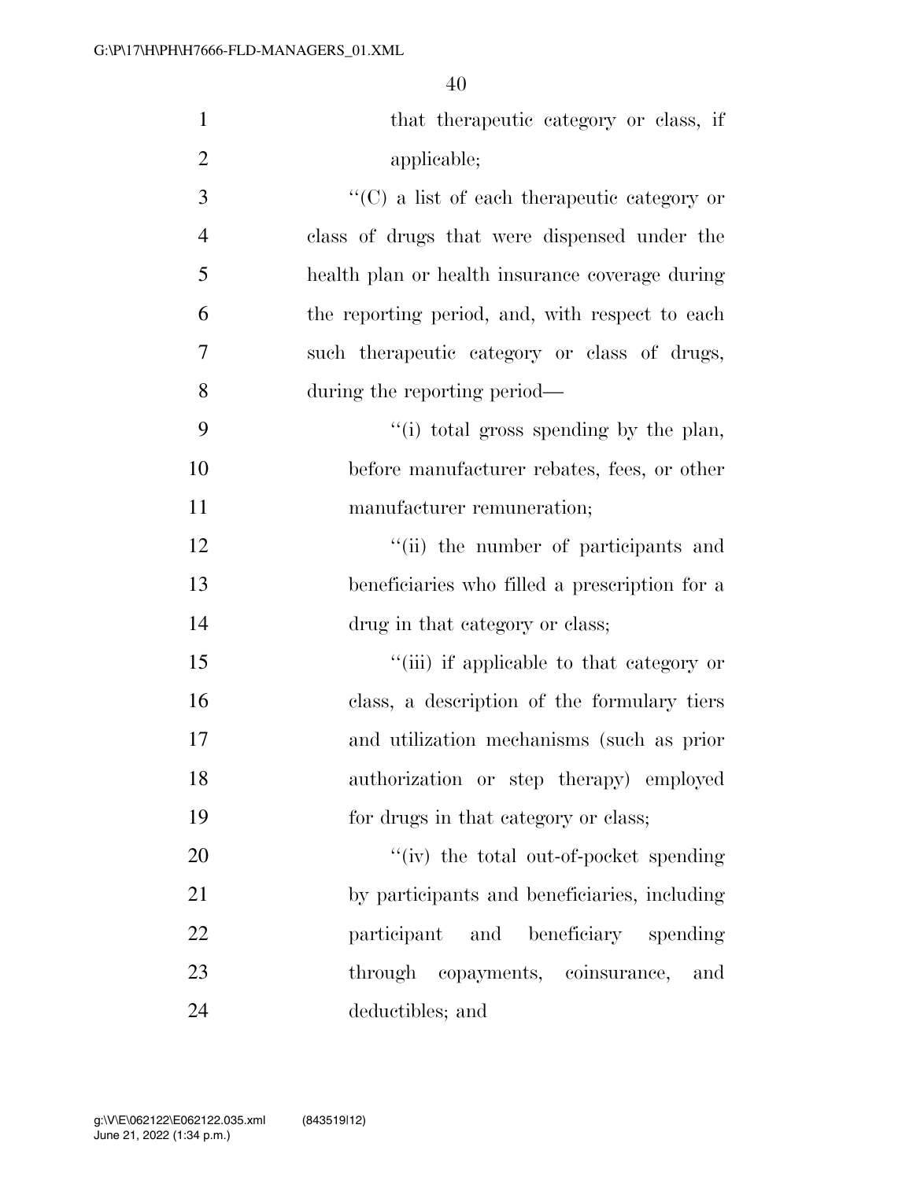that therapeutic category or class, if applicable;

"(C) a list of each therapeutic category or class of drugs that were dispensed under the health plan or health insurance coverage during the reporting period, and, with respect to each such therapeutic category or class of drugs, during the reporting period—

"(i) total gross spending by the plan, before manufacturer rebates, fees, or other manufacturer remuneration;

"(ii) the number of participants and beneficiaries who filled a prescription for a drug in that category or class;

"(iii) if applicable to that category or class, a description of the formulary tiers and utilization mechanisms (such as prior authorization or step therapy) employed for drugs in that category or class;

"(iv) the total out-of-pocket spending by participants and beneficiaries, including participant and beneficiary spending through copayments, coinsurance, and deductibles; and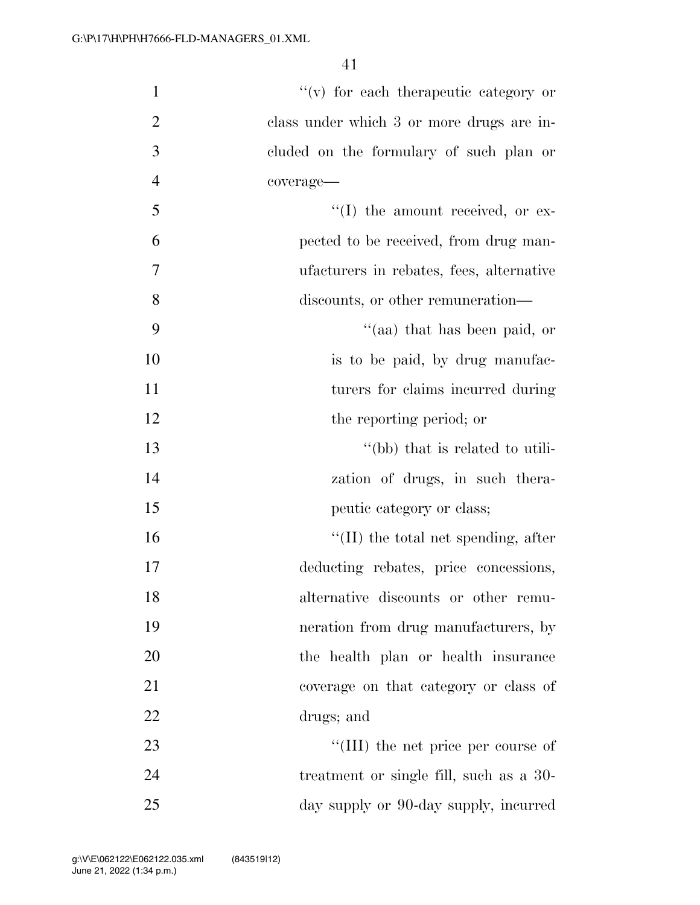''(v) for each therapeutic category or class under which 3 or more drugs are included on the formulary of such plan or coverage—

''(I) the amount received, or expected to be received, from drug manufacturers in rebates, fees, alternative discounts, or other remuneration—

''(aa) that has been paid, or is to be paid, by drug manufacturers for claims incurred during the reporting period; or

''(bb) that is related to utilization of drugs, in such therapeutic category or class;

''(II) the total net spending, after deducting rebates, price concessions, alternative discounts or other remuneration from drug manufacturers, by the health plan or health insurance coverage on that category or class of drugs; and

''(III) the net price per course of treatment or single fill, such as a 30-day supply or 90-day supply, incurred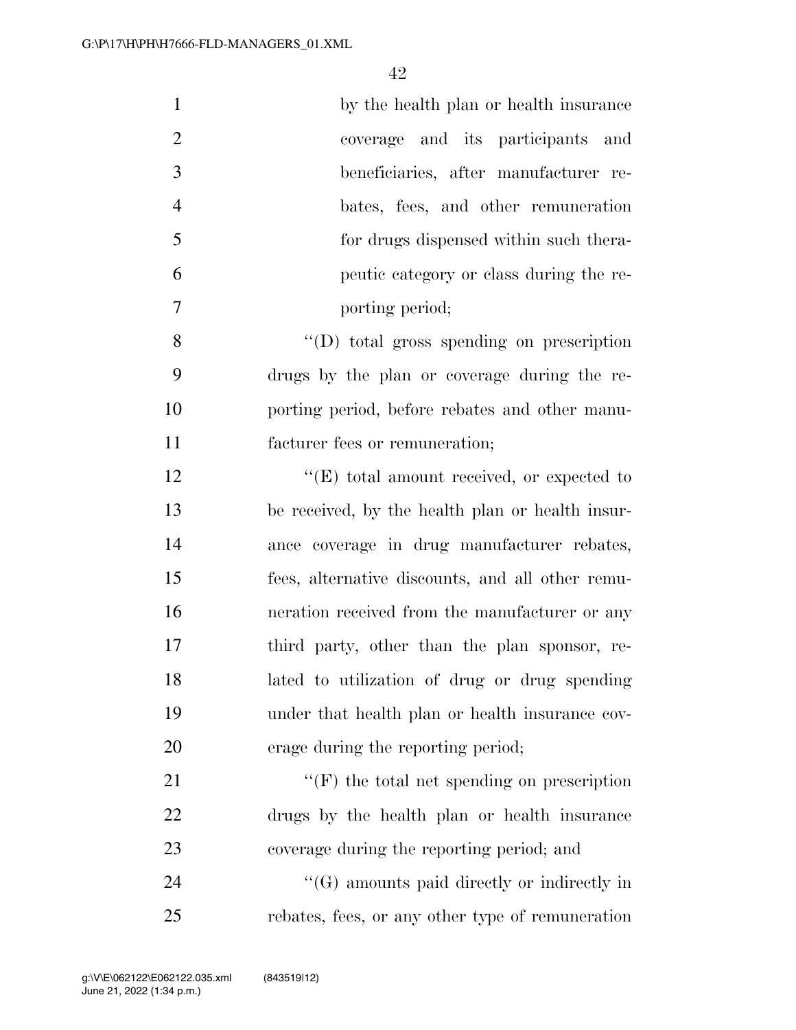by the health plan or health insurance coverage and its participants and beneficiaries, after manufacturer rebates, fees, and other remuneration for drugs dispensed within such therapeutic category or class during the reporting period;

"(D) total gross spending on prescription drugs by the plan or coverage during the reporting period, before rebates and other manufacturer fees or remuneration;

"(E) total amount received, or expected to be received, by the health plan or health insurance coverage in drug manufacturer rebates, fees, alternative discounts, and all other remuneration received from the manufacturer or any third party, other than the plan sponsor, related to utilization of drug or drug spending under that health plan or health insurance coverage during the reporting period;

"(F) the total net spending on prescription drugs by the health plan or health insurance coverage during the reporting period; and

"(G) amounts paid directly or indirectly in rebates, fees, or any other type of remuneration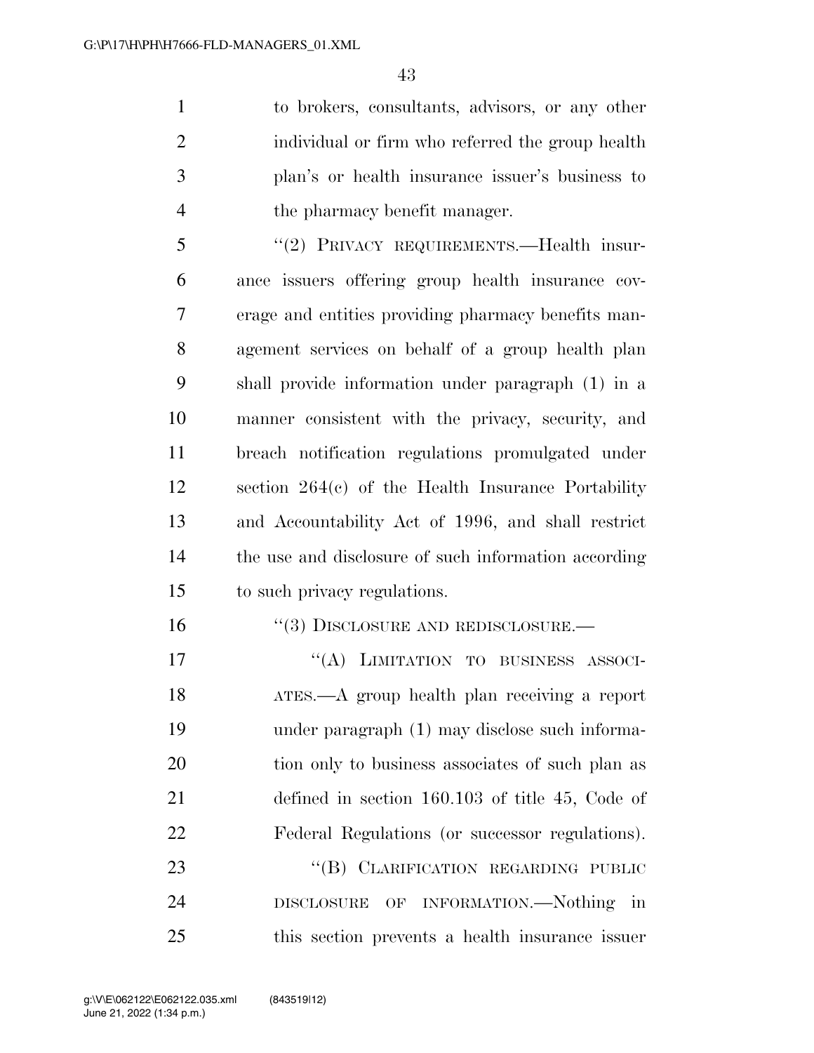to brokers, consultants, advisors, or any other individual or firm who referred the group health plan's or health insurance issuer's business to the pharmacy benefit manager.

"(2) PRIVACY REQUIREMENTS.—Health insurance issuers offering group health insurance coverage and entities providing pharmacy benefits management services on behalf of a group health plan shall provide information under paragraph (1) in a manner consistent with the privacy, security, and breach notification regulations promulgated under section 264(c) of the Health Insurance Portability and Accountability Act of 1996, and shall restrict the use and disclosure of such information according to such privacy regulations.

"(3) DISCLOSURE AND REDISCLOSURE.—

"(A) LIMITATION TO BUSINESS ASSOCIATES.—A group health plan receiving a report under paragraph (1) may disclose such information only to business associates of such plan as defined in section 160.103 of title 45, Code of Federal Regulations (or successor regulations).

"(B) CLARIFICATION REGARDING PUBLIC DISCLOSURE OF INFORMATION.—Nothing in this section prevents a health insurance issuer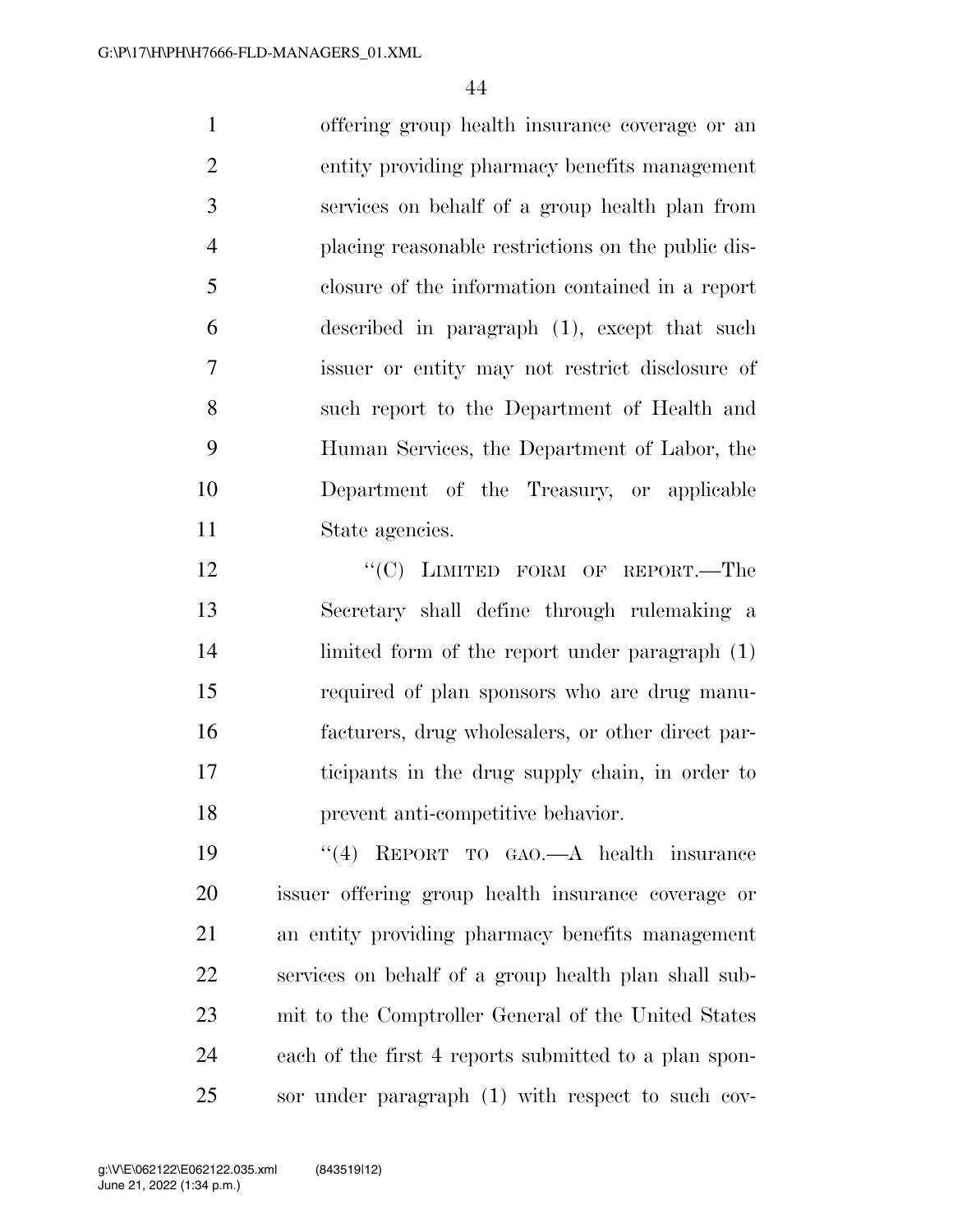offering group health insurance coverage or an entity providing pharmacy benefits management services on behalf of a group health plan from placing reasonable restrictions on the public disclosure of the information contained in a report described in paragraph (1), except that such issuer or entity may not restrict disclosure of such report to the Department of Health and Human Services, the Department of Labor, the Department of the Treasury, or applicable State agencies.

"(C) LIMITED FORM OF REPORT.—The Secretary shall define through rulemaking a limited form of the report under paragraph (1) required of plan sponsors who are drug manufacturers, drug wholesalers, or other direct participants in the drug supply chain, in order to prevent anti-competitive behavior.

"(4) REPORT TO GAO.—A health insurance issuer offering group health insurance coverage or an entity providing pharmacy benefits management services on behalf of a group health plan shall submit to the Comptroller General of the United States each of the first 4 reports submitted to a plan sponsor under paragraph (1) with respect to such cov-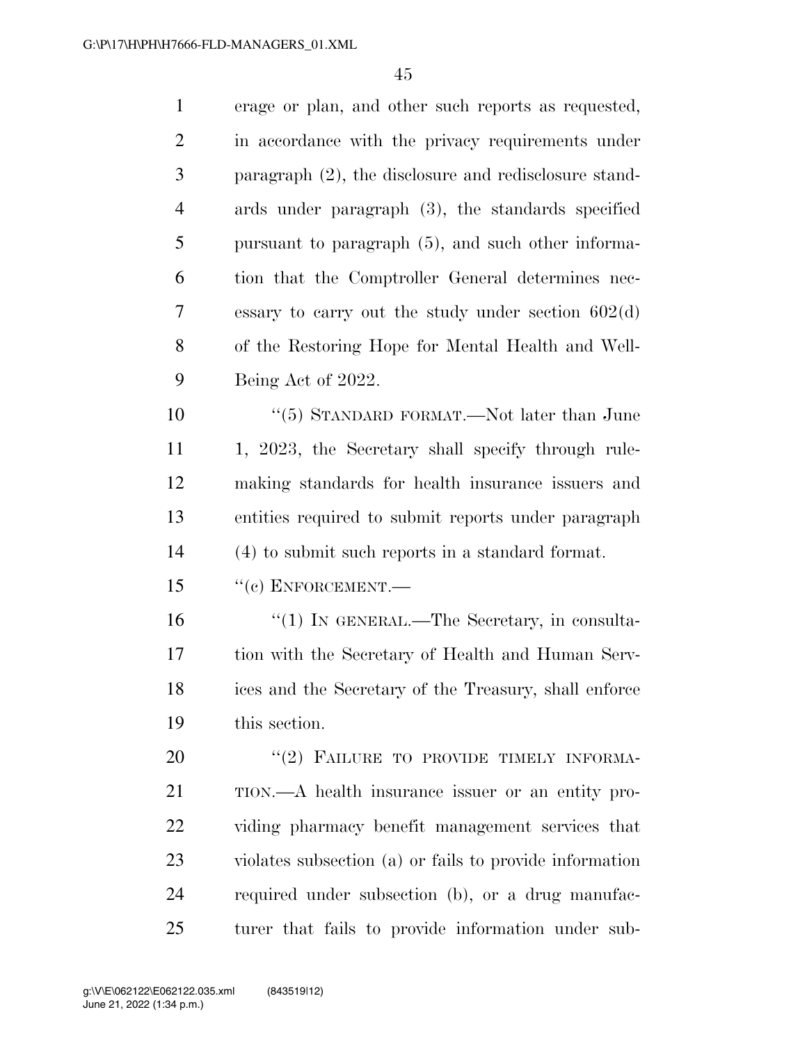erage or plan, and other such reports as requested, in accordance with the privacy requirements under paragraph (2), the disclosure and redisclosure standards under paragraph (3), the standards specified pursuant to paragraph (5), and such other information that the Comptroller General determines necessary to carry out the study under section 602(d) of the Restoring Hope for Mental Health and Well-Being Act of 2022.

"(5) STANDARD FORMAT.—Not later than June 1, 2023, the Secretary shall specify through rulemaking standards for health insurance issuers and entities required to submit reports under paragraph (4) to submit such reports in a standard format.

"(c) ENFORCEMENT.—

"(1) IN GENERAL.—The Secretary, in consultation with the Secretary of Health and Human Services and the Secretary of the Treasury, shall enforce this section.

"(2) FAILURE TO PROVIDE TIMELY INFORMATION.—A health insurance issuer or an entity providing pharmacy benefit management services that violates subsection (a) or fails to provide information required under subsection (b), or a drug manufacturer that fails to provide information under sub-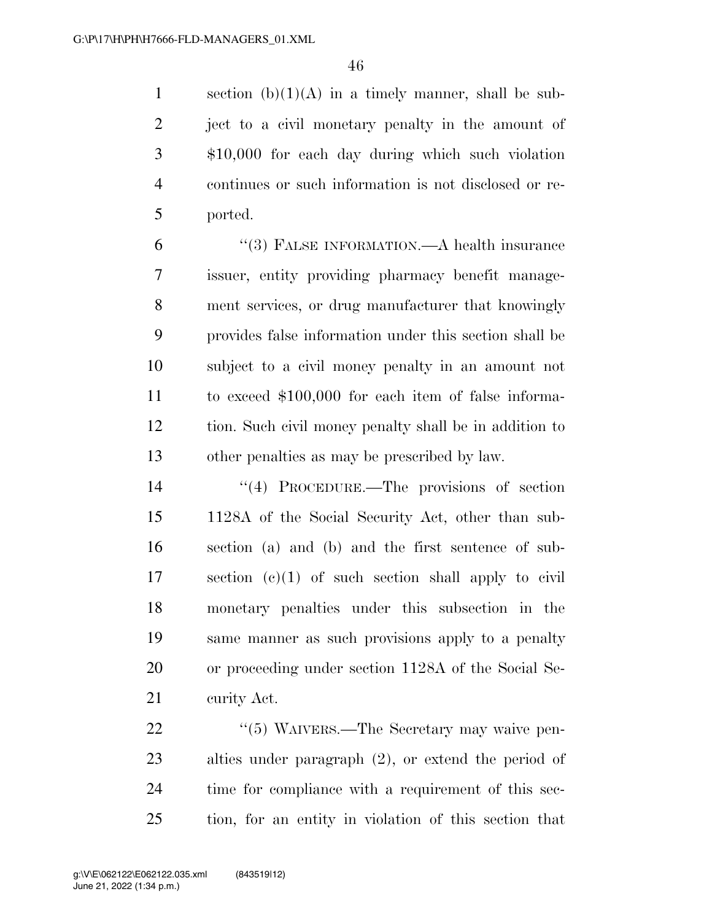section (b)(1)(A) in a timely manner, shall be subject to a civil monetary penalty in the amount of $10,000 for each day during which such violation continues or such information is not disclosed or reported.

"(3) False information.—A health insurance issuer, entity providing pharmacy benefit management services, or drug manufacturer that knowingly provides false information under this section shall be subject to a civil money penalty in an amount not to exceed $100,000 for each item of false information. Such civil money penalty shall be in addition to other penalties as may be prescribed by law.

"(4) Procedure.—The provisions of section 1128A of the Social Security Act, other than subsection (a) and (b) and the first sentence of subsection (c)(1) of such section shall apply to civil monetary penalties under this subsection in the same manner as such provisions apply to a penalty or proceeding under section 1128A of the Social Security Act.

"(5) Waivers.—The Secretary may waive penalties under paragraph (2), or extend the period of time for compliance with a requirement of this section, for an entity in violation of this section that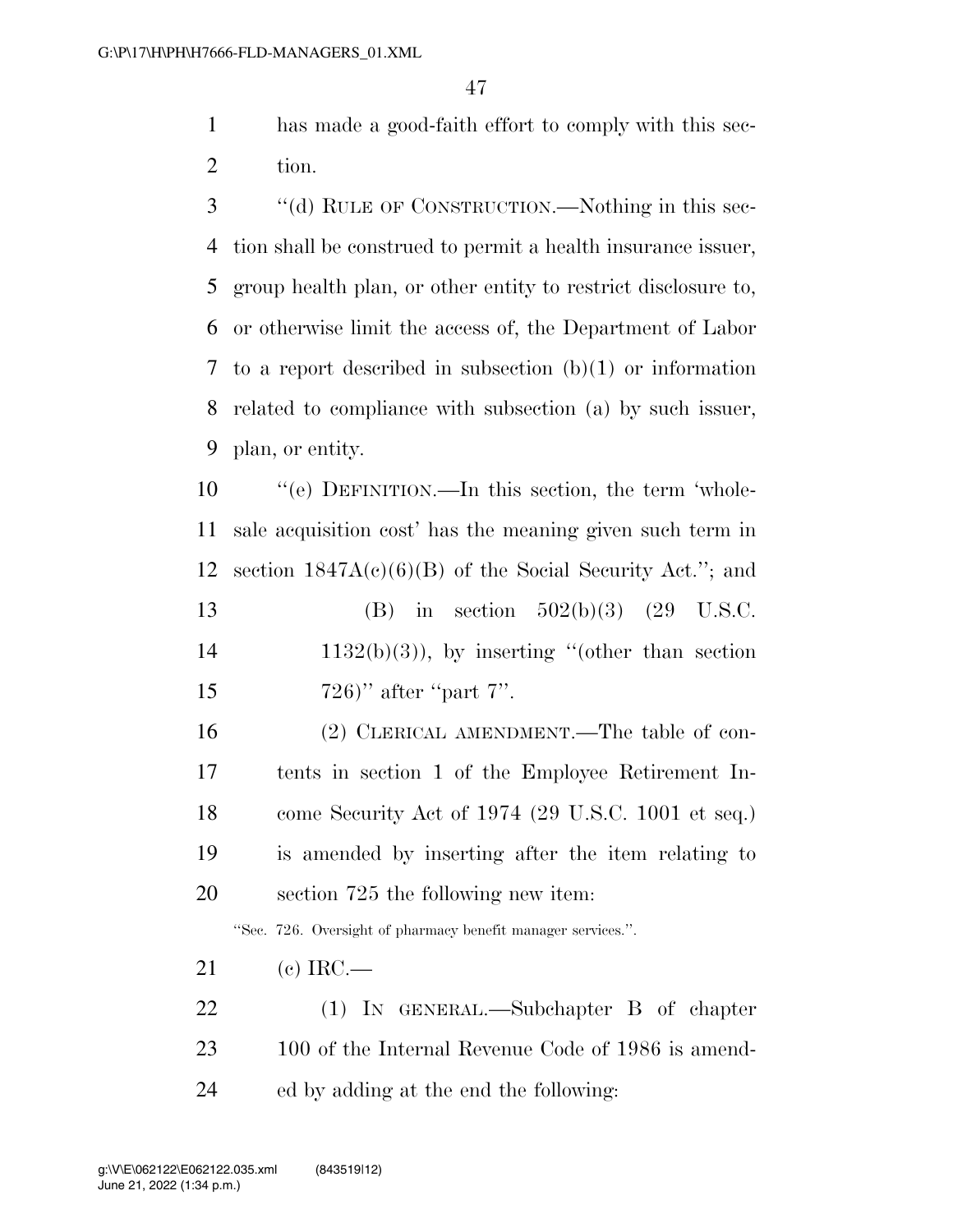has made a good-faith effort to comply with this section.

''(d) RULE OF CONSTRUCTION.—Nothing in this section shall be construed to permit a health insurance issuer, group health plan, or other entity to restrict disclosure to, or otherwise limit the access of, the Department of Labor to a report described in subsection (b)(1) or information related to compliance with subsection (a) by such issuer, plan, or entity.

''(e) DEFINITION.—In this section, the term 'wholesale acquisition cost' has the meaning given such term in section 1847A(c)(6)(B) of the Social Security Act.''; and

(B) in section 502(b)(3) (29 U.S.C. 1132(b)(3)), by inserting ''(other than section 726)'' after ''part 7''.

(2) CLERICAL AMENDMENT.—The table of contents in section 1 of the Employee Retirement Income Security Act of 1974 (29 U.S.C. 1001 et seq.) is amended by inserting after the item relating to section 725 the following new item:

''Sec. 726. Oversight of pharmacy benefit manager services.''.

(c) IRC.—

(1) IN GENERAL.—Subchapter B of chapter 100 of the Internal Revenue Code of 1986 is amended by adding at the end the following: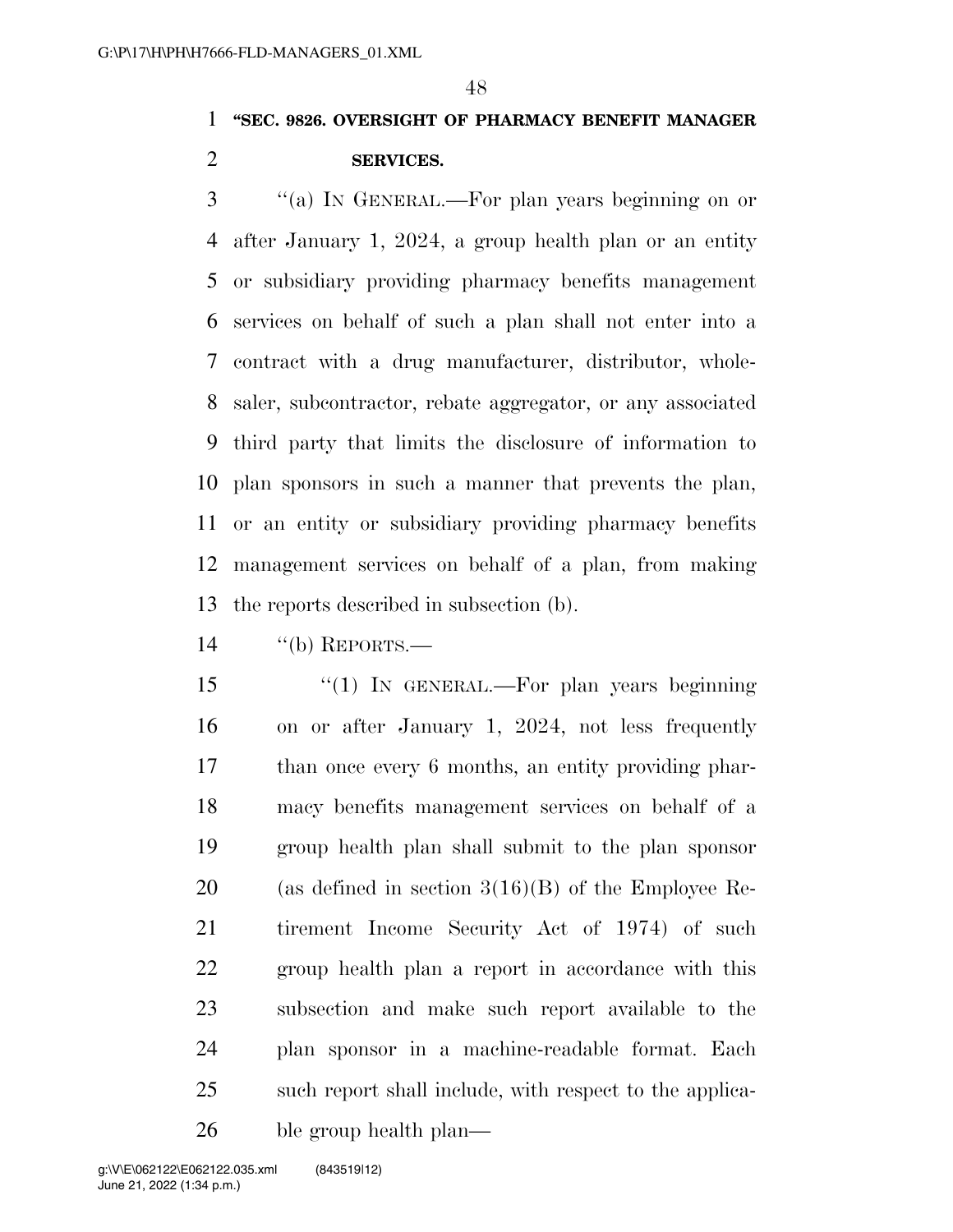**"SEC. 9826. OVERSIGHT OF PHARMACY BENEFIT MANAGER SERVICES.**

"(a) IN GENERAL.—For plan years beginning on or after January 1, 2024, a group health plan or an entity or subsidiary providing pharmacy benefits management services on behalf of such a plan shall not enter into a contract with a drug manufacturer, distributor, wholesaler, subcontractor, rebate aggregator, or any associated third party that limits the disclosure of information to plan sponsors in such a manner that prevents the plan, or an entity or subsidiary providing pharmacy benefits management services on behalf of a plan, from making the reports described in subsection (b).

"(b) REPORTS.—

"(1) IN GENERAL.—For plan years beginning on or after January 1, 2024, not less frequently than once every 6 months, an entity providing pharmacy benefits management services on behalf of a group health plan shall submit to the plan sponsor (as defined in section 3(16)(B) of the Employee Retirement Income Security Act of 1974) of such group health plan a report in accordance with this subsection and make such report available to the plan sponsor in a machine-readable format. Each such report shall include, with respect to the applicable group health plan—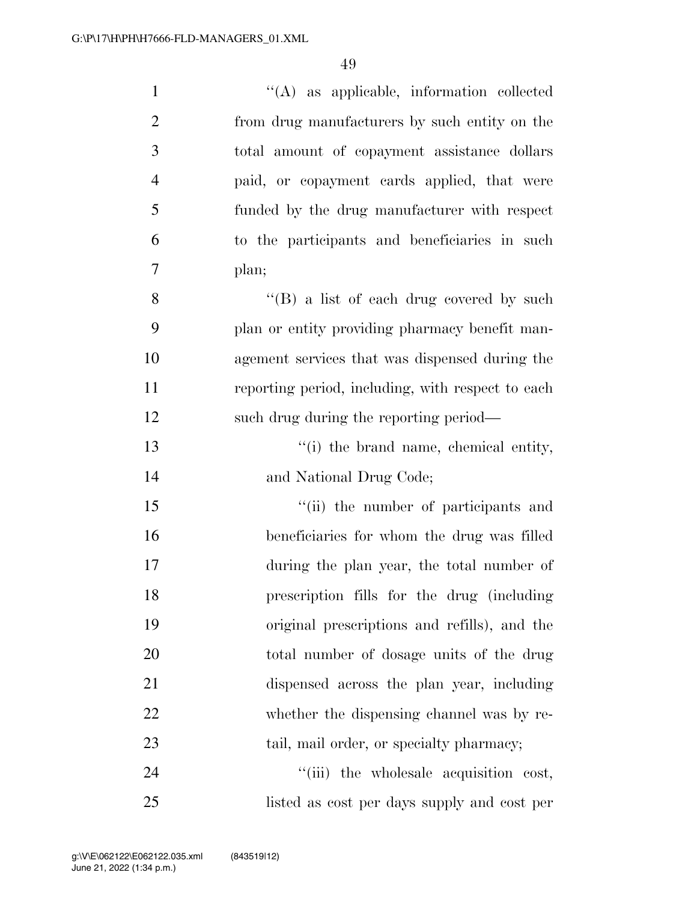"(A) as applicable, information collected from drug manufacturers by such entity on the total amount of copayment assistance dollars paid, or copayment cards applied, that were funded by the drug manufacturer with respect to the participants and beneficiaries in such plan;

"(B) a list of each drug covered by such plan or entity providing pharmacy benefit management services that was dispensed during the reporting period, including, with respect to each such drug during the reporting period—

"(i) the brand name, chemical entity, and National Drug Code;

"(ii) the number of participants and beneficiaries for whom the drug was filled during the plan year, the total number of prescription fills for the drug (including original prescriptions and refills), and the total number of dosage units of the drug dispensed across the plan year, including whether the dispensing channel was by retail, mail order, or specialty pharmacy;

"(iii) the wholesale acquisition cost, listed as cost per days supply and cost per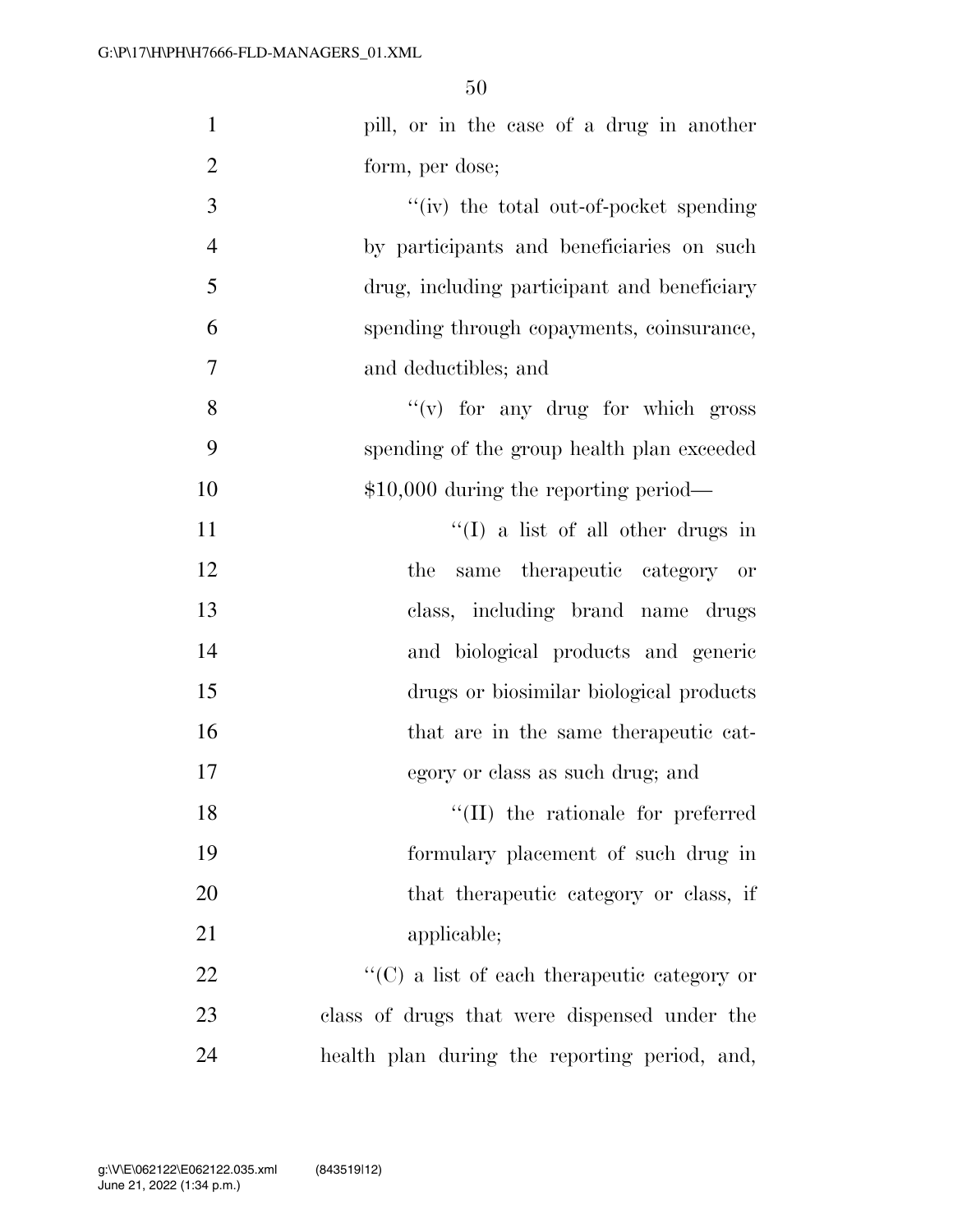pill, or in the case of a drug in another form, per dose;

''(iv) the total out-of-pocket spending by participants and beneficiaries on such drug, including participant and beneficiary spending through copayments, coinsurance, and deductibles; and

''(v) for any drug for which gross spending of the group health plan exceeded $10,000 during the reporting period—

''(I) a list of all other drugs in the same therapeutic category or class, including brand name drugs and biological products and generic drugs or biosimilar biological products that are in the same therapeutic category or class as such drug; and

''(II) the rationale for preferred formulary placement of such drug in that therapeutic category or class, if applicable;

''(C) a list of each therapeutic category or class of drugs that were dispensed under the health plan during the reporting period, and,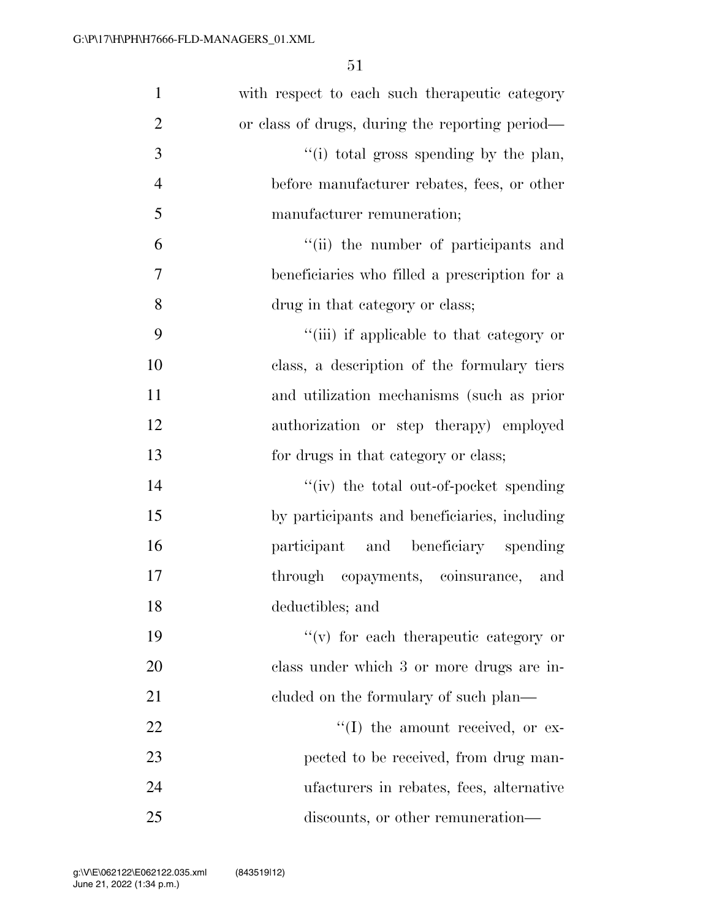with respect to each such therapeutic category or class of drugs, during the reporting period—

''(i) total gross spending by the plan, before manufacturer rebates, fees, or other manufacturer remuneration;

''(ii) the number of participants and beneficiaries who filled a prescription for a drug in that category or class;

''(iii) if applicable to that category or class, a description of the formulary tiers and utilization mechanisms (such as prior authorization or step therapy) employed for drugs in that category or class;

''(iv) the total out-of-pocket spending by participants and beneficiaries, including participant and beneficiary spending through copayments, coinsurance, and deductibles; and

''(v) for each therapeutic category or class under which 3 or more drugs are included on the formulary of such plan—

''(I) the amount received, or expected to be received, from drug manufacturers in rebates, fees, alternative discounts, or other remuneration—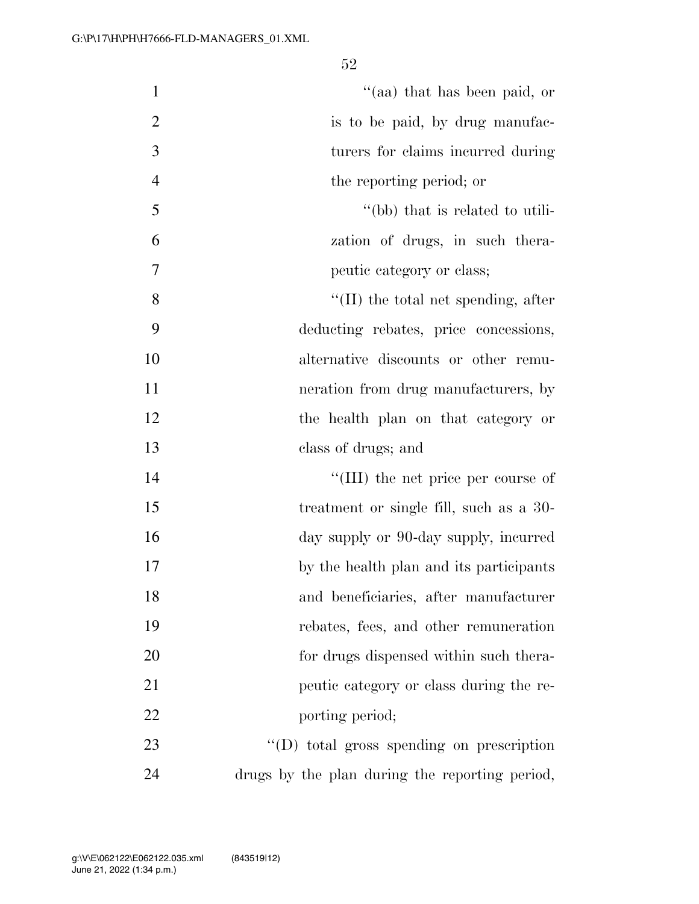''(aa) that has been paid, or is to be paid, by drug manufacturers for claims incurred during the reporting period; or

''(bb) that is related to utilization of drugs, in such therapeutic category or class;

''(II) the total net spending, after deducting rebates, price concessions, alternative discounts or other remuneration from drug manufacturers, by the health plan on that category or class of drugs; and

''(III) the net price per course of treatment or single fill, such as a 30-day supply or 90-day supply, incurred by the health plan and its participants and beneficiaries, after manufacturer rebates, fees, and other remuneration for drugs dispensed within such therapeutic category or class during the reporting period;

''(D) total gross spending on prescription drugs by the plan during the reporting period,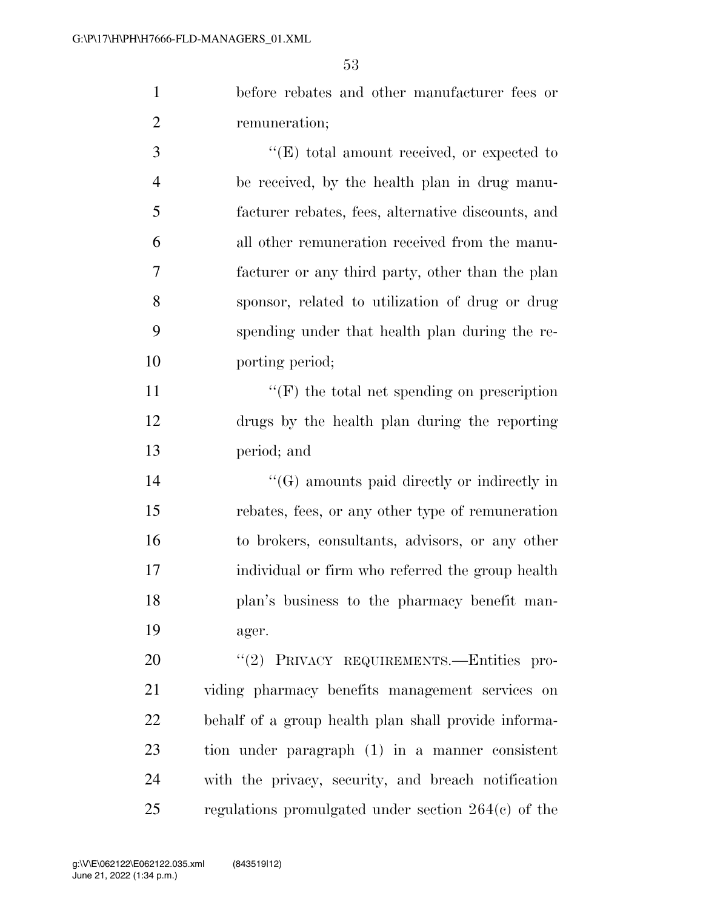before rebates and other manufacturer fees or remuneration;

"(E) total amount received, or expected to be received, by the health plan in drug manufacturer rebates, fees, alternative discounts, and all other remuneration received from the manufacturer or any third party, other than the plan sponsor, related to utilization of drug or drug spending under that health plan during the reporting period;

"(F) the total net spending on prescription drugs by the health plan during the reporting period; and

"(G) amounts paid directly or indirectly in rebates, fees, or any other type of remuneration to brokers, consultants, advisors, or any other individual or firm who referred the group health plan's business to the pharmacy benefit manager.

"(2) PRIVACY REQUIREMENTS.—Entities providing pharmacy benefits management services on behalf of a group health plan shall provide information under paragraph (1) in a manner consistent with the privacy, security, and breach notification regulations promulgated under section 264(c) of the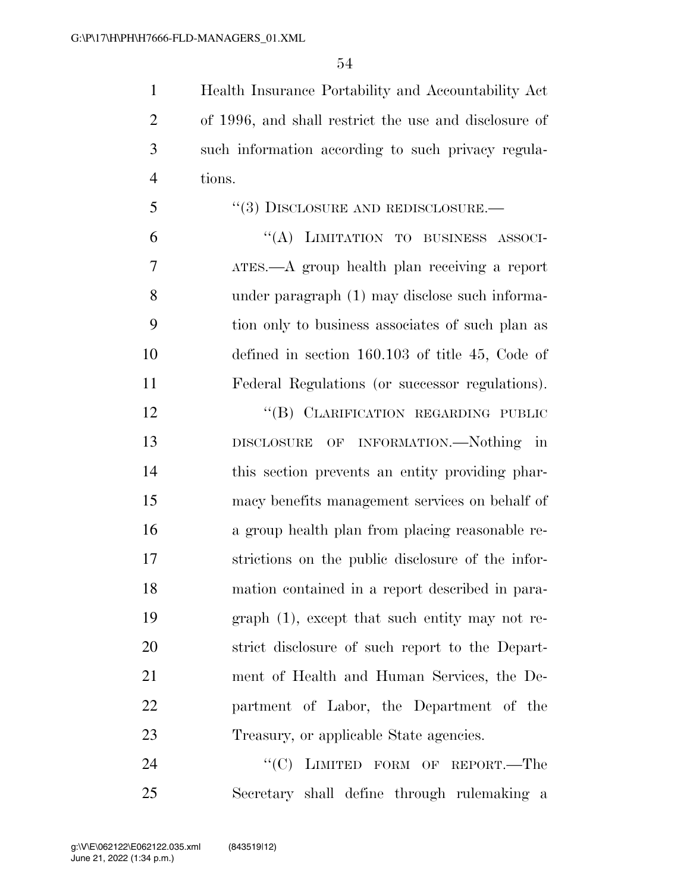Health Insurance Portability and Accountability Act of 1996, and shall restrict the use and disclosure of such information according to such privacy regulations.

"(3) DISCLOSURE AND REDISCLOSURE.—

"(A) LIMITATION TO BUSINESS ASSOCIATES.—A group health plan receiving a report under paragraph (1) may disclose such information only to business associates of such plan as defined in section 160.103 of title 45, Code of Federal Regulations (or successor regulations).

"(B) CLARIFICATION REGARDING PUBLIC DISCLOSURE OF INFORMATION.—Nothing in this section prevents an entity providing pharmacy benefits management services on behalf of a group health plan from placing reasonable restrictions on the public disclosure of the information contained in a report described in paragraph (1), except that such entity may not restrict disclosure of such report to the Department of Health and Human Services, the Department of Labor, the Department of the Treasury, or applicable State agencies.

"(C) LIMITED FORM OF REPORT.—The Secretary shall define through rulemaking a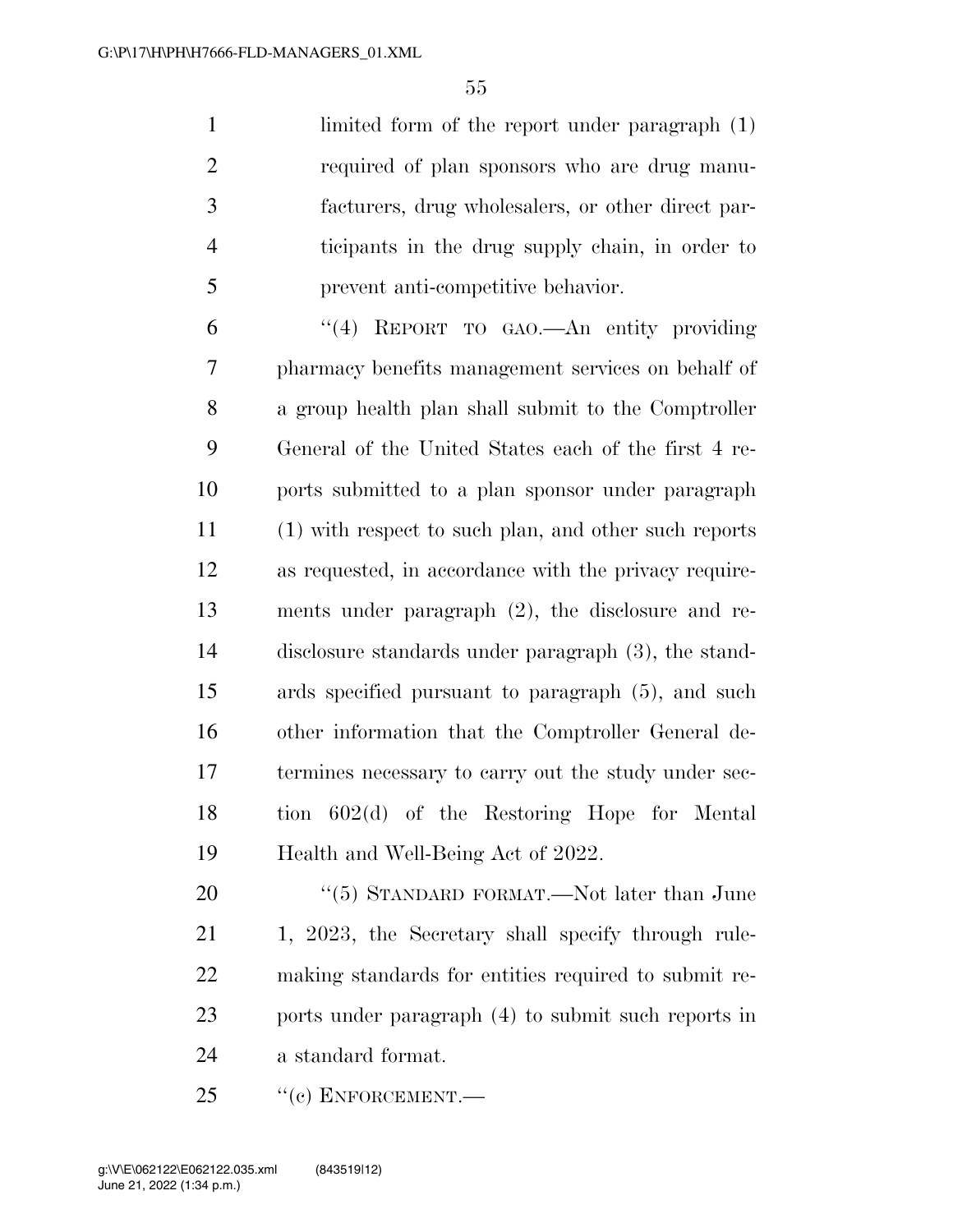limited form of the report under paragraph (1) required of plan sponsors who are drug manufacturers, drug wholesalers, or other direct participants in the drug supply chain, in order to prevent anti-competitive behavior.

"(4) REPORT TO GAO.—An entity providing pharmacy benefits management services on behalf of a group health plan shall submit to the Comptroller General of the United States each of the first 4 reports submitted to a plan sponsor under paragraph (1) with respect to such plan, and other such reports as requested, in accordance with the privacy requirements under paragraph (2), the disclosure and redisclosure standards under paragraph (3), the standards specified pursuant to paragraph (5), and such other information that the Comptroller General determines necessary to carry out the study under section 602(d) of the Restoring Hope for Mental Health and Well-Being Act of 2022.

"(5) STANDARD FORMAT.—Not later than June 1, 2023, the Secretary shall specify through rulemaking standards for entities required to submit reports under paragraph (4) to submit such reports in a standard format.

"(c) ENFORCEMENT.—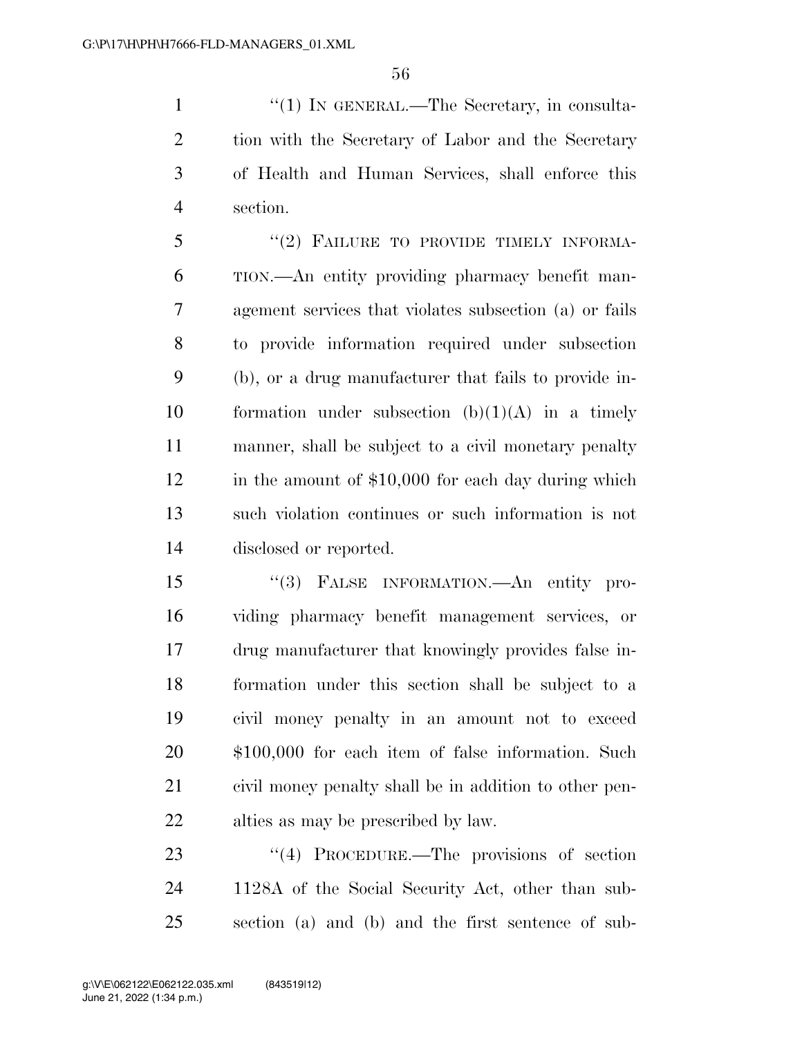"(1) IN GENERAL.—The Secretary, in consultation with the Secretary of Labor and the Secretary of Health and Human Services, shall enforce this section.

"(2) FAILURE TO PROVIDE TIMELY INFORMATION.—An entity providing pharmacy benefit management services that violates subsection (a) or fails to provide information required under subsection (b), or a drug manufacturer that fails to provide information under subsection (b)(1)(A) in a timely manner, shall be subject to a civil monetary penalty in the amount of $10,000 for each day during which such violation continues or such information is not disclosed or reported.

"(3) FALSE INFORMATION.—An entity providing pharmacy benefit management services, or drug manufacturer that knowingly provides false information under this section shall be subject to a civil money penalty in an amount not to exceed $100,000 for each item of false information. Such civil money penalty shall be in addition to other penalties as may be prescribed by law.

"(4) PROCEDURE.—The provisions of section 1128A of the Social Security Act, other than subsection (a) and (b) and the first sentence of sub-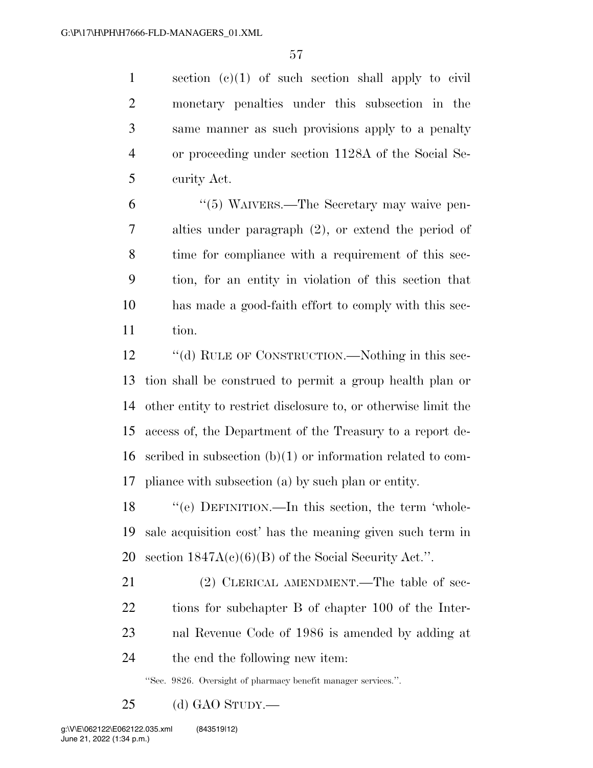section (c)(1) of such section shall apply to civil monetary penalties under this subsection in the same manner as such provisions apply to a penalty or proceeding under section 1128A of the Social Security Act.

"(5) WAIVERS.—The Secretary may waive penalties under paragraph (2), or extend the period of time for compliance with a requirement of this section, for an entity in violation of this section that has made a good-faith effort to comply with this section.

"(d) RULE OF CONSTRUCTION.—Nothing in this section shall be construed to permit a group health plan or other entity to restrict disclosure to, or otherwise limit the access of, the Department of the Treasury to a report described in subsection (b)(1) or information related to compliance with subsection (a) by such plan or entity.

"(e) DEFINITION.—In this section, the term 'wholesale acquisition cost' has the meaning given such term in section 1847A(c)(6)(B) of the Social Security Act.".

(2) CLERICAL AMENDMENT.—The table of sections for subchapter B of chapter 100 of the Internal Revenue Code of 1986 is amended by adding at the end the following new item:

"Sec. 9826. Oversight of pharmacy benefit manager services.".

(d) GAO STUDY.—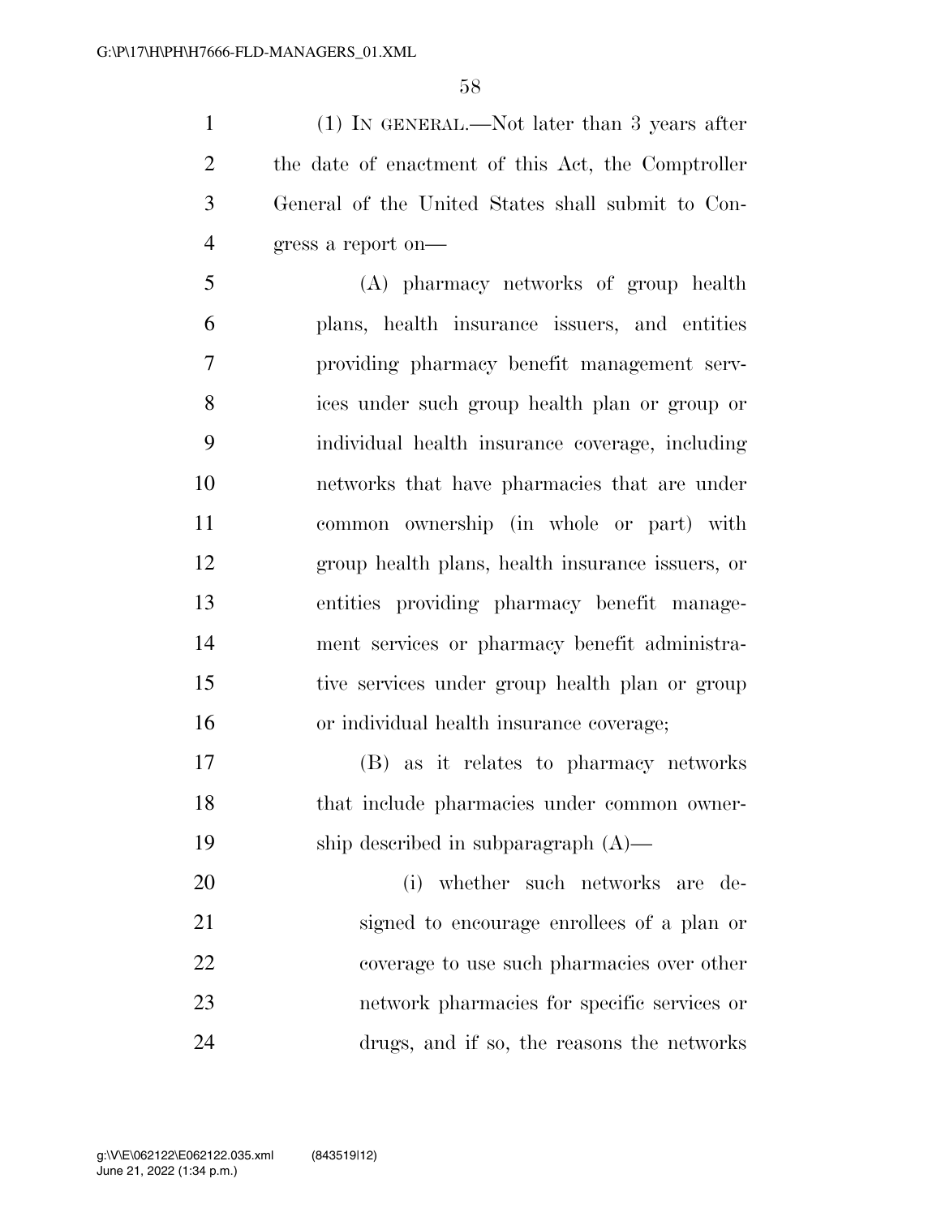(1) IN GENERAL.—Not later than 3 years after the date of enactment of this Act, the Comptroller General of the United States shall submit to Congress a report on—

(A) pharmacy networks of group health plans, health insurance issuers, and entities providing pharmacy benefit management services under such group health plan or group or individual health insurance coverage, including networks that have pharmacies that are under common ownership (in whole or part) with group health plans, health insurance issuers, or entities providing pharmacy benefit management services or pharmacy benefit administrative services under group health plan or group or individual health insurance coverage;

(B) as it relates to pharmacy networks that include pharmacies under common ownership described in subparagraph (A)—

(i) whether such networks are designed to encourage enrollees of a plan or coverage to use such pharmacies over other network pharmacies for specific services or drugs, and if so, the reasons the networks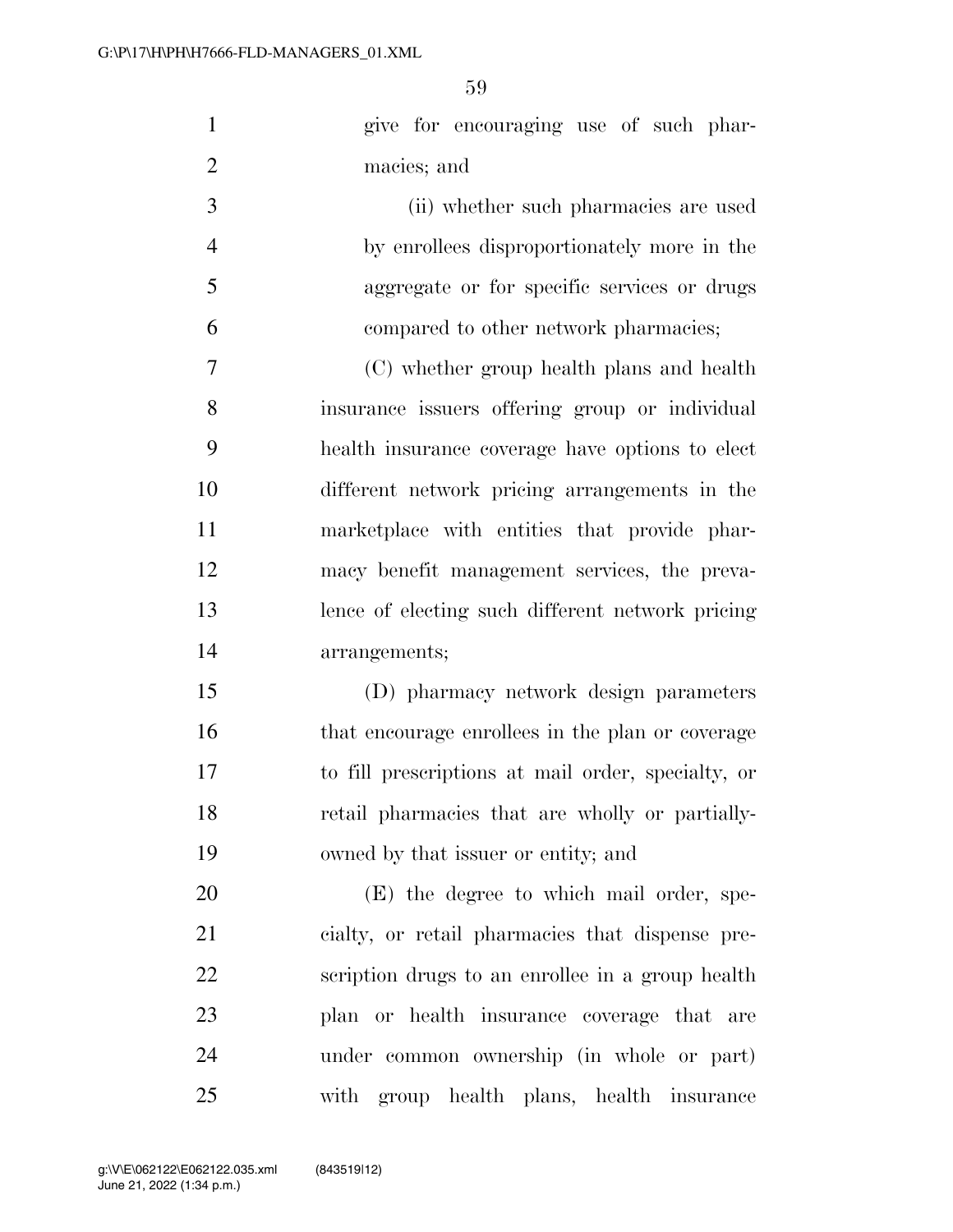give for encouraging use of such pharmacies; and

(ii) whether such pharmacies are used by enrollees disproportionately more in the aggregate or for specific services or drugs compared to other network pharmacies;

(C) whether group health plans and health insurance issuers offering group or individual health insurance coverage have options to elect different network pricing arrangements in the marketplace with entities that provide pharmacy benefit management services, the prevalence of electing such different network pricing arrangements;

(D) pharmacy network design parameters that encourage enrollees in the plan or coverage to fill prescriptions at mail order, specialty, or retail pharmacies that are wholly or partially-owned by that issuer or entity; and

(E) the degree to which mail order, specialty, or retail pharmacies that dispense prescription drugs to an enrollee in a group health plan or health insurance coverage that are under common ownership (in whole or part) with group health plans, health insurance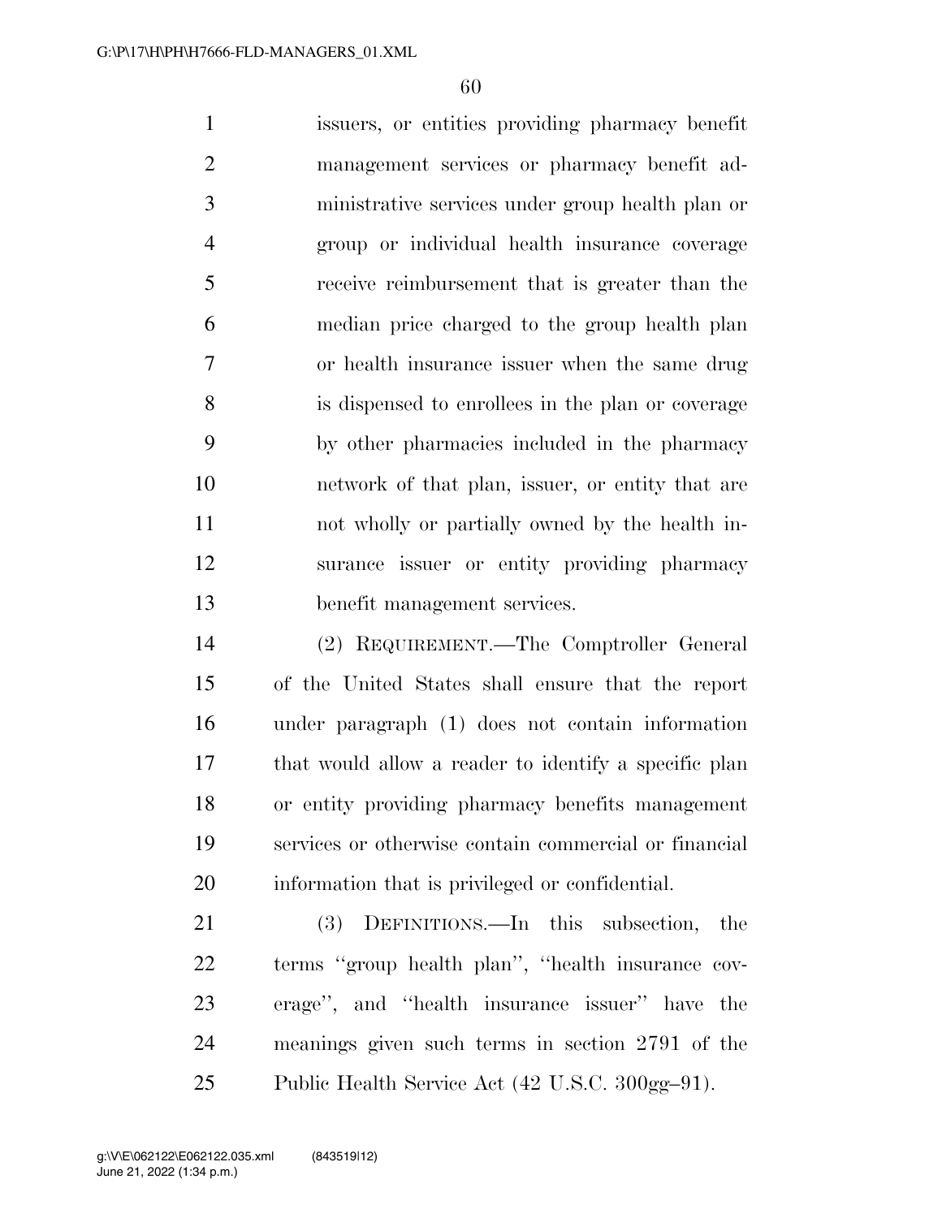issuers, or entities providing pharmacy benefit management services or pharmacy benefit administrative services under group health plan or group or individual health insurance coverage receive reimbursement that is greater than the median price charged to the group health plan or health insurance issuer when the same drug is dispensed to enrollees in the plan or coverage by other pharmacies included in the pharmacy network of that plan, issuer, or entity that are not wholly or partially owned by the health insurance issuer or entity providing pharmacy benefit management services.

(2) REQUIREMENT.—The Comptroller General of the United States shall ensure that the report under paragraph (1) does not contain information that would allow a reader to identify a specific plan or entity providing pharmacy benefits management services or otherwise contain commercial or financial information that is privileged or confidential.

(3) DEFINITIONS.—In this subsection, the terms ''group health plan'', ''health insurance coverage'', and ''health insurance issuer'' have the meanings given such terms in section 2791 of the Public Health Service Act (42 U.S.C. 300gg–91).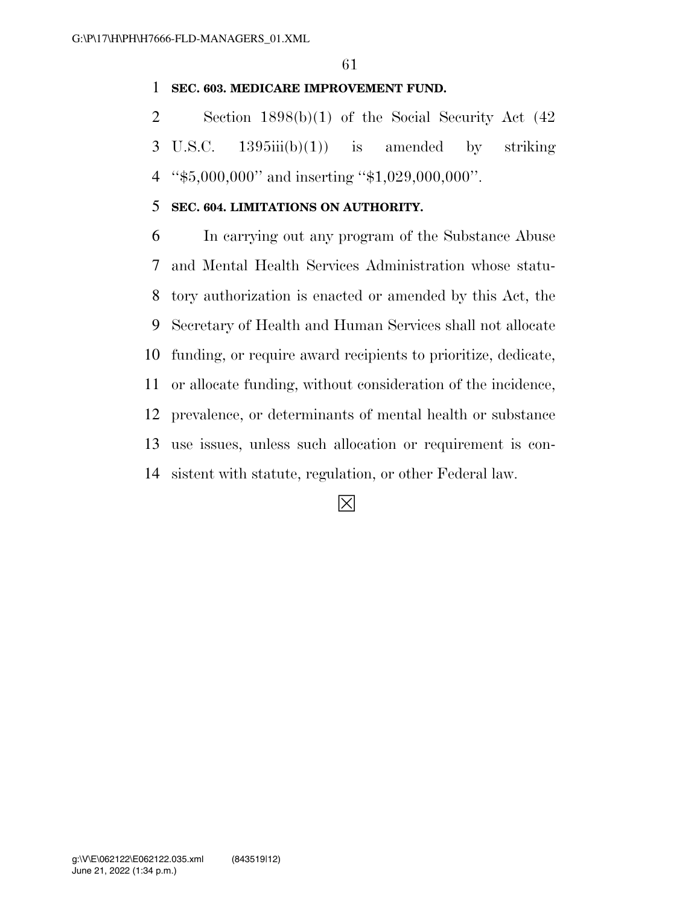**SEC. 603. MEDICARE IMPROVEMENT FUND.**

Section 1898(b)(1) of the Social Security Act (42 U.S.C. 1395iii(b)(1)) is amended by striking "$5,000,000" and inserting "$1,029,000,000".

**SEC. 604. LIMITATIONS ON AUTHORITY.**

In carrying out any program of the Substance Abuse and Mental Health Services Administration whose statutory authorization is enacted or amended by this Act, the Secretary of Health and Human Services shall not allocate funding, or require award recipients to prioritize, dedicate, or allocate funding, without consideration of the incidence, prevalence, or determinants of mental health or substance use issues, unless such allocation or requirement is consistent with statute, regulation, or other Federal law.

☒